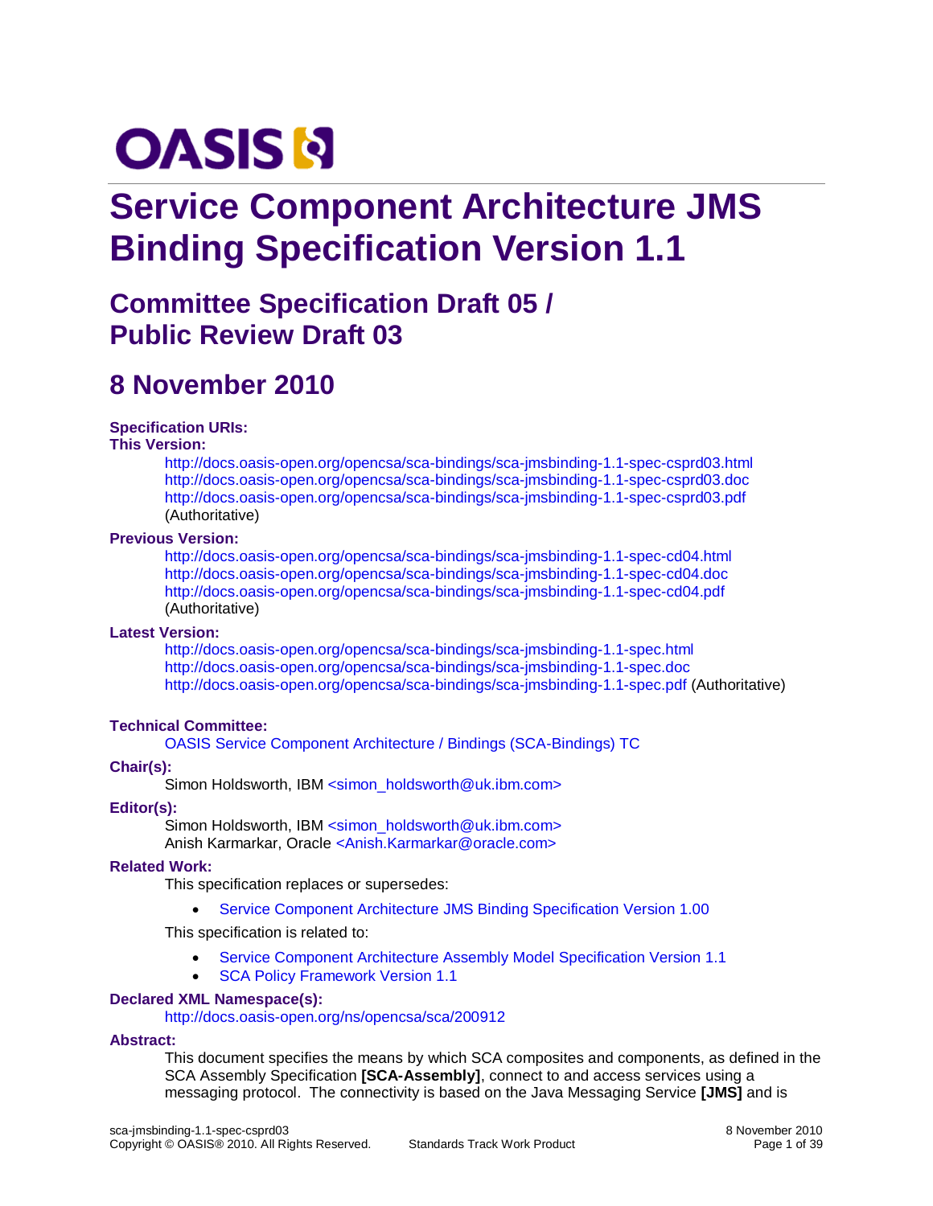OASIS

# Service Component Architecture JMS Binding Specification Version 1.1

## Committee Specification Draft 05 / Public Review Draft 03

## 8 November 2010

**Specification URIs:**

**This Version:**

http://docs.oasis-open.org/opencsa/sca-bindings/sca-jmsbinding-1.1-spec-csprd03.html
http://docs.oasis-open.org/opencsa/sca-bindings/sca-jmsbinding-1.1-spec-csprd03.doc
http://docs.oasis-open.org/opencsa/sca-bindings/sca-jmsbinding-1.1-spec-csprd03.pdf (Authoritative)

**Previous Version:**

http://docs.oasis-open.org/opencsa/sca-bindings/sca-jmsbinding-1.1-spec-cd04.html
http://docs.oasis-open.org/opencsa/sca-bindings/sca-jmsbinding-1.1-spec-cd04.doc
http://docs.oasis-open.org/opencsa/sca-bindings/sca-jmsbinding-1.1-spec-cd04.pdf (Authoritative)

**Latest Version:**

http://docs.oasis-open.org/opencsa/sca-bindings/sca-jmsbinding-1.1-spec.html
http://docs.oasis-open.org/opencsa/sca-bindings/sca-jmsbinding-1.1-spec.doc
http://docs.oasis-open.org/opencsa/sca-bindings/sca-jmsbinding-1.1-spec.pdf (Authoritative)

**Technical Committee:**

OASIS Service Component Architecture / Bindings (SCA-Bindings) TC

**Chair(s):**

Simon Holdsworth, IBM <simon_holdsworth@uk.ibm.com>

**Editor(s):**

Simon Holdsworth, IBM <simon_holdsworth@uk.ibm.com>
Anish Karmarkar, Oracle <Anish.Karmarkar@oracle.com>

**Related Work:**

This specification replaces or supersedes:

- Service Component Architecture JMS Binding Specification Version 1.00

This specification is related to:

- Service Component Architecture Assembly Model Specification Version 1.1
- SCA Policy Framework Version 1.1

**Declared XML Namespace(s):**

http://docs.oasis-open.org/ns/opencsa/sca/200912

**Abstract:**

This document specifies the means by which SCA composites and components, as defined in the SCA Assembly Specification **[SCA-Assembly]**, connect to and access services using a messaging protocol. The connectivity is based on the Java Messaging Service **[JMS]** and is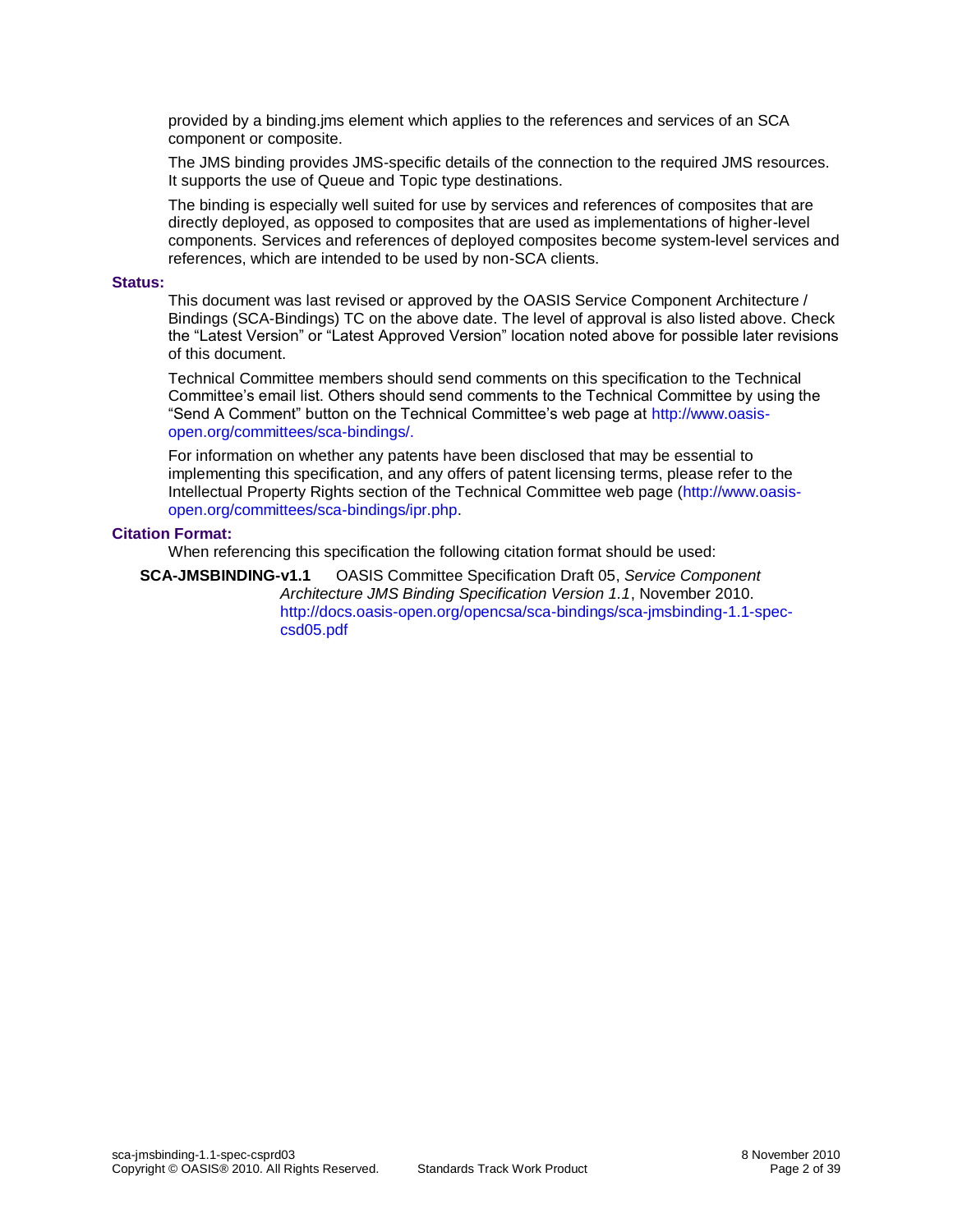provided by a binding.jms element which applies to the references and services of an SCA component or composite.

The JMS binding provides JMS-specific details of the connection to the required JMS resources. It supports the use of Queue and Topic type destinations.

The binding is especially well suited for use by services and references of composites that are directly deployed, as opposed to composites that are used as implementations of higher-level components. Services and references of deployed composites become system-level services and references, which are intended to be used by non-SCA clients.

**Status:**

This document was last revised or approved by the OASIS Service Component Architecture / Bindings (SCA-Bindings) TC on the above date. The level of approval is also listed above. Check the “Latest Version” or “Latest Approved Version” location noted above for possible later revisions of this document.

Technical Committee members should send comments on this specification to the Technical Committee’s email list. Others should send comments to the Technical Committee by using the “Send A Comment” button on the Technical Committee’s web page at http://www.oasis-open.org/committees/sca-bindings/.

For information on whether any patents have been disclosed that may be essential to implementing this specification, and any offers of patent licensing terms, please refer to the Intellectual Property Rights section of the Technical Committee web page (http://www.oasis-open.org/committees/sca-bindings/ipr.php.

**Citation Format:**

When referencing this specification the following citation format should be used:

**SCA-JMSBINDING-v1.1** OASIS Committee Specification Draft 05, *Service Component Architecture JMS Binding Specification Version 1.1*, November 2010. http://docs.oasis-open.org/opencsa/sca-bindings/sca-jmsbinding-1.1-spec-csd05.pdf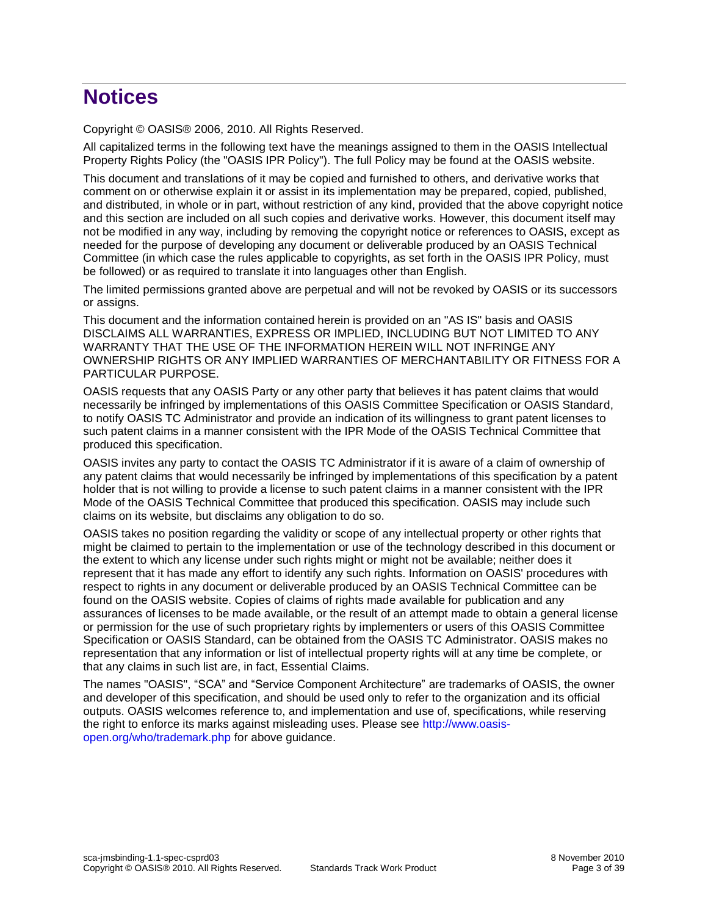# Notices

Copyright © OASIS® 2006, 2010. All Rights Reserved.

All capitalized terms in the following text have the meanings assigned to them in the OASIS Intellectual Property Rights Policy (the "OASIS IPR Policy"). The full Policy may be found at the OASIS website.

This document and translations of it may be copied and furnished to others, and derivative works that comment on or otherwise explain it or assist in its implementation may be prepared, copied, published, and distributed, in whole or in part, without restriction of any kind, provided that the above copyright notice and this section are included on all such copies and derivative works. However, this document itself may not be modified in any way, including by removing the copyright notice or references to OASIS, except as needed for the purpose of developing any document or deliverable produced by an OASIS Technical Committee (in which case the rules applicable to copyrights, as set forth in the OASIS IPR Policy, must be followed) or as required to translate it into languages other than English.

The limited permissions granted above are perpetual and will not be revoked by OASIS or its successors or assigns.

This document and the information contained herein is provided on an "AS IS" basis and OASIS DISCLAIMS ALL WARRANTIES, EXPRESS OR IMPLIED, INCLUDING BUT NOT LIMITED TO ANY WARRANTY THAT THE USE OF THE INFORMATION HEREIN WILL NOT INFRINGE ANY OWNERSHIP RIGHTS OR ANY IMPLIED WARRANTIES OF MERCHANTABILITY OR FITNESS FOR A PARTICULAR PURPOSE.

OASIS requests that any OASIS Party or any other party that believes it has patent claims that would necessarily be infringed by implementations of this OASIS Committee Specification or OASIS Standard, to notify OASIS TC Administrator and provide an indication of its willingness to grant patent licenses to such patent claims in a manner consistent with the IPR Mode of the OASIS Technical Committee that produced this specification.

OASIS invites any party to contact the OASIS TC Administrator if it is aware of a claim of ownership of any patent claims that would necessarily be infringed by implementations of this specification by a patent holder that is not willing to provide a license to such patent claims in a manner consistent with the IPR Mode of the OASIS Technical Committee that produced this specification. OASIS may include such claims on its website, but disclaims any obligation to do so.

OASIS takes no position regarding the validity or scope of any intellectual property or other rights that might be claimed to pertain to the implementation or use of the technology described in this document or the extent to which any license under such rights might or might not be available; neither does it represent that it has made any effort to identify any such rights. Information on OASIS' procedures with respect to rights in any document or deliverable produced by an OASIS Technical Committee can be found on the OASIS website. Copies of claims of rights made available for publication and any assurances of licenses to be made available, or the result of an attempt made to obtain a general license or permission for the use of such proprietary rights by implementers or users of this OASIS Committee Specification or OASIS Standard, can be obtained from the OASIS TC Administrator. OASIS makes no representation that any information or list of intellectual property rights will at any time be complete, or that any claims in such list are, in fact, Essential Claims.

The names "OASIS", "SCA" and "Service Component Architecture" are trademarks of OASIS, the owner and developer of this specification, and should be used only to refer to the organization and its official outputs. OASIS welcomes reference to, and implementation and use of, specifications, while reserving the right to enforce its marks against misleading uses. Please see http://www.oasis-open.org/who/trademark.php for above guidance.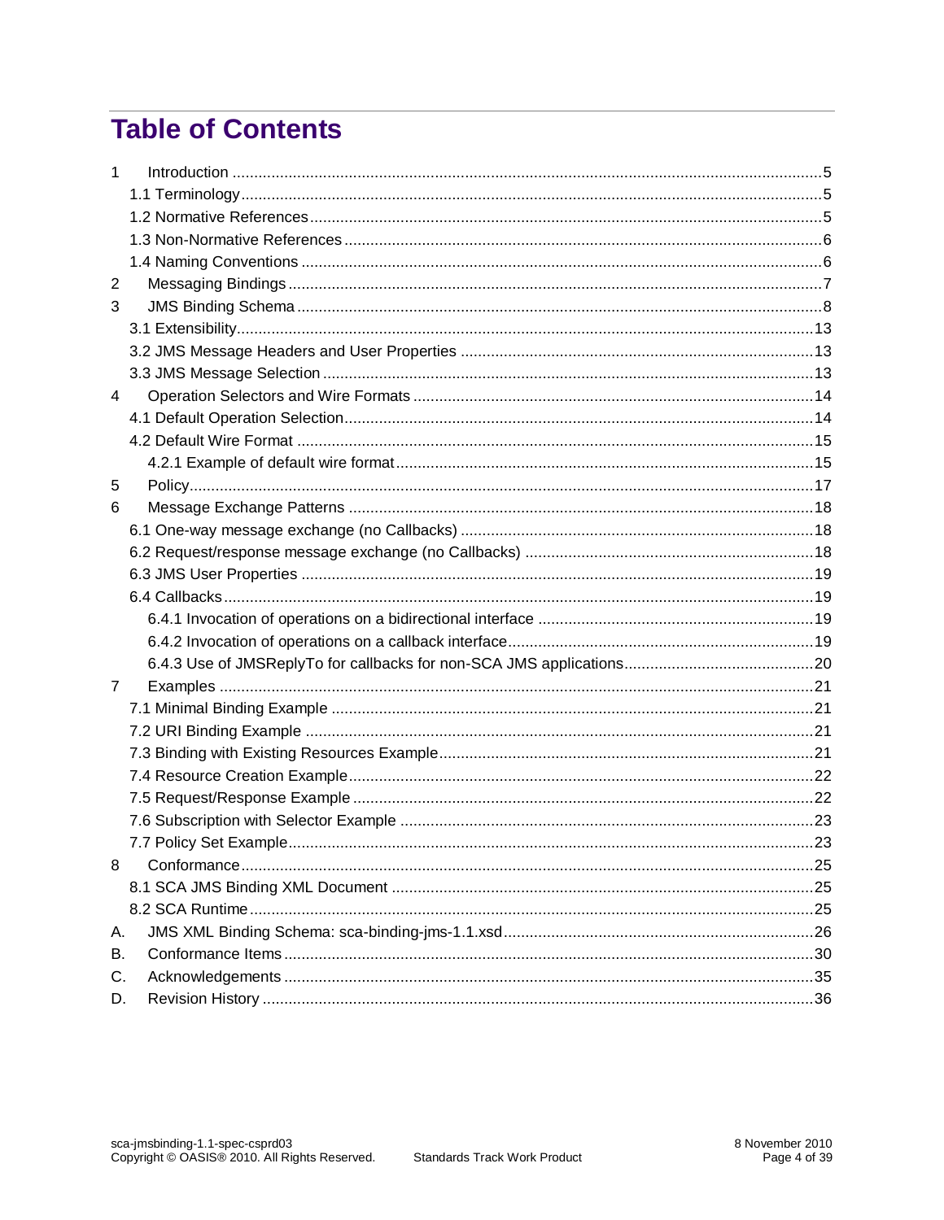# Table of Contents

1 Introduction .......... 5
  1.1 Terminology .......... 5
  1.2 Normative References .......... 5
  1.3 Non-Normative References .......... 6
  1.4 Naming Conventions .......... 6
2 Messaging Bindings .......... 7
3 JMS Binding Schema .......... 8
  3.1 Extensibility .......... 13
  3.2 JMS Message Headers and User Properties .......... 13
  3.3 JMS Message Selection .......... 13
4 Operation Selectors and Wire Formats .......... 14
  4.1 Default Operation Selection .......... 14
  4.2 Default Wire Format .......... 15
    4.2.1 Example of default wire format .......... 15
5 Policy .......... 17
6 Message Exchange Patterns .......... 18
  6.1 One-way message exchange (no Callbacks) .......... 18
  6.2 Request/response message exchange (no Callbacks) .......... 18
  6.3 JMS User Properties .......... 19
  6.4 Callbacks .......... 19
    6.4.1 Invocation of operations on a bidirectional interface .......... 19
    6.4.2 Invocation of operations on a callback interface .......... 19
    6.4.3 Use of JMSReplyTo for callbacks for non-SCA JMS applications .......... 20
7 Examples .......... 21
  7.1 Minimal Binding Example .......... 21
  7.2 URI Binding Example .......... 21
  7.3 Binding with Existing Resources Example .......... 21
  7.4 Resource Creation Example .......... 22
  7.5 Request/Response Example .......... 22
  7.6 Subscription with Selector Example .......... 23
  7.7 Policy Set Example .......... 23
8 Conformance .......... 25
  8.1 SCA JMS Binding XML Document .......... 25
  8.2 SCA Runtime .......... 25
A. JMS XML Binding Schema: sca-binding-jms-1.1.xsd .......... 26
B. Conformance Items .......... 30
C. Acknowledgements .......... 35
D. Revision History .......... 36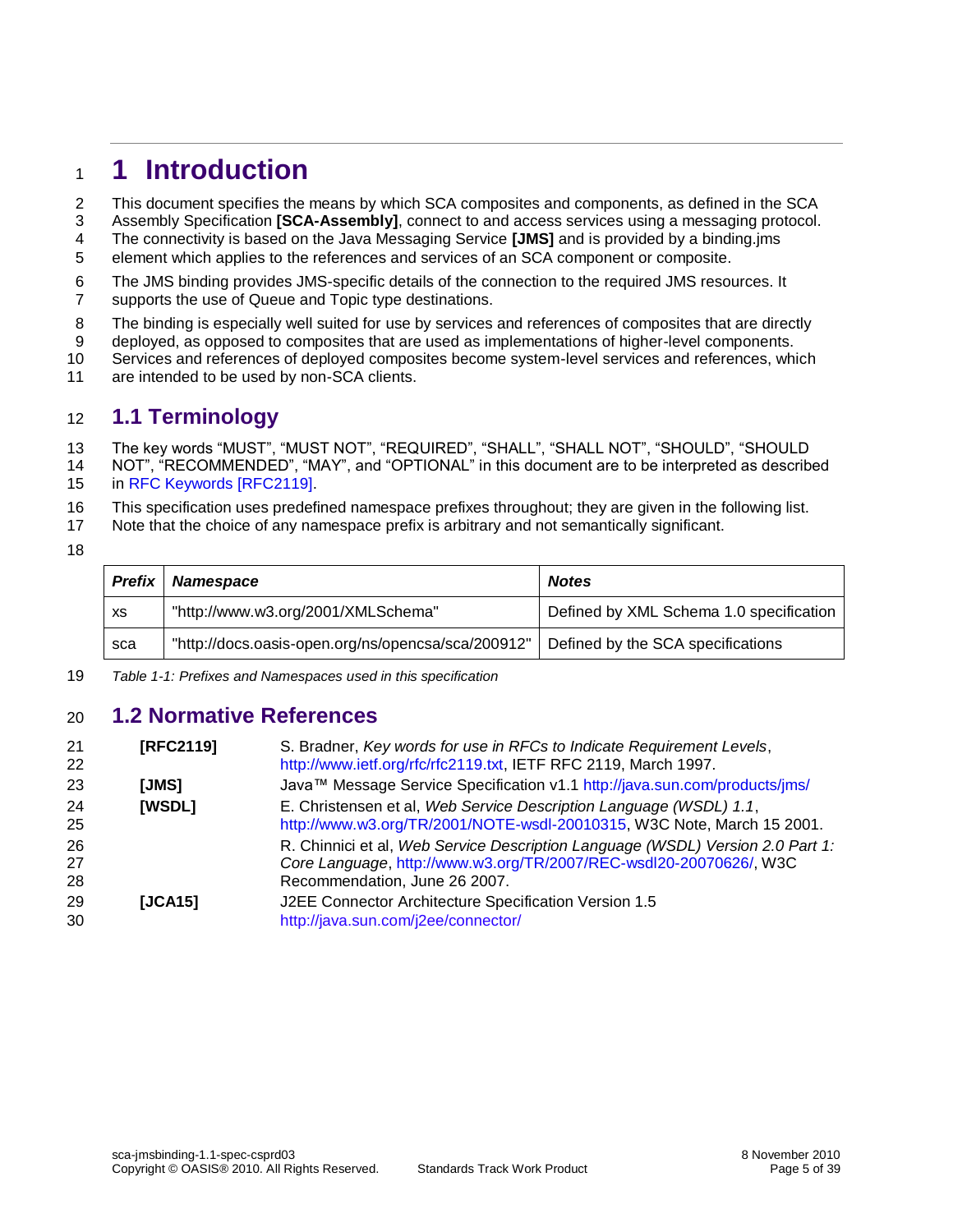# 1 Introduction

This document specifies the means by which SCA composites and components, as defined in the SCA Assembly Specification **[SCA-Assembly]**, connect to and access services using a messaging protocol. The connectivity is based on the Java Messaging Service **[JMS]** and is provided by a binding.jms element which applies to the references and services of an SCA component or composite.

The JMS binding provides JMS-specific details of the connection to the required JMS resources. It supports the use of Queue and Topic type destinations.

The binding is especially well suited for use by services and references of composites that are directly deployed, as opposed to composites that are used as implementations of higher-level components. Services and references of deployed composites become system-level services and references, which are intended to be used by non-SCA clients.

## 1.1 Terminology

The key words "MUST", "MUST NOT", "REQUIRED", "SHALL", "SHALL NOT", "SHOULD", "SHOULD NOT", "RECOMMENDED", "MAY", and "OPTIONAL" in this document are to be interpreted as described in RFC Keywords [RFC2119].

This specification uses predefined namespace prefixes throughout; they are given in the following list. Note that the choice of any namespace prefix is arbitrary and not semantically significant.

| ***Prefix*** | ***Namespace*** | ***Notes*** |
|---|---|---|
| xs | "http://www.w3.org/2001/XMLSchema" | Defined by XML Schema 1.0 specification |
| sca | "http://docs.oasis-open.org/ns/opencsa/sca/200912" | Defined by the SCA specifications |

*Table 1-1: Prefixes and Namespaces used in this specification*

## 1.2 Normative References

**[RFC2119]** S. Bradner, *Key words for use in RFCs to Indicate Requirement Levels*, http://www.ietf.org/rfc/rfc2119.txt, IETF RFC 2119, March 1997.

**[JMS]** Java™ Message Service Specification v1.1 http://java.sun.com/products/jms/

**[WSDL]** E. Christensen et al, *Web Service Description Language (WSDL) 1.1*, http://www.w3.org/TR/2001/NOTE-wsdl-20010315, W3C Note, March 15 2001.

R. Chinnici et al, *Web Service Description Language (WSDL) Version 2.0 Part 1: Core Language*, http://www.w3.org/TR/2007/REC-wsdl20-20070626/, W3C Recommendation, June 26 2007.

**[JCA15]** J2EE Connector Architecture Specification Version 1.5 http://java.sun.com/j2ee/connector/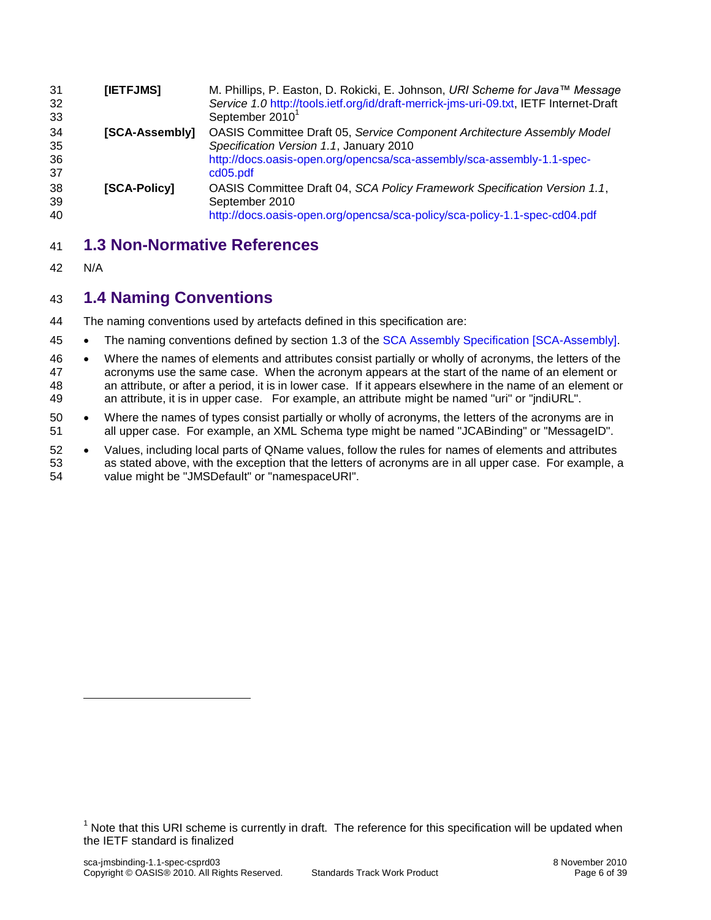**[IETFJMS]** M. Phillips, P. Easton, D. Rokicki, E. Johnson, *URI Scheme for Java™ Message Service 1.0* http://tools.ietf.org/id/draft-merrick-jms-uri-09.txt, IETF Internet-Draft September 2010[1]

**[SCA-Assembly]** OASIS Committee Draft 05, *Service Component Architecture Assembly Model Specification Version 1.1*, January 2010 http://docs.oasis-open.org/opencsa/sca-assembly/sca-assembly-1.1-spec-cd05.pdf

**[SCA-Policy]** OASIS Committee Draft 04, *SCA Policy Framework Specification Version 1.1*, September 2010 http://docs.oasis-open.org/opencsa/sca-policy/sca-policy-1.1-spec-cd04.pdf

## 1.3 Non-Normative References

N/A

## 1.4 Naming Conventions

The naming conventions used by artefacts defined in this specification are:

- The naming conventions defined by section 1.3 of the SCA Assembly Specification [SCA-Assembly].
- Where the names of elements and attributes consist partially or wholly of acronyms, the letters of the acronyms use the same case. When the acronym appears at the start of the name of an element or an attribute, or after a period, it is in lower case. If it appears elsewhere in the name of an element or an attribute, it is in upper case. For example, an attribute might be named "uri" or "jndiURL".
- Where the names of types consist partially or wholly of acronyms, the letters of the acronyms are in all upper case. For example, an XML Schema type might be named "JCABinding" or "MessageID".
- Values, including local parts of QName values, follow the rules for names of elements and attributes as stated above, with the exception that the letters of acronyms are in all upper case. For example, a value might be "JMSDefault" or "namespaceURI".

---

[1] Note that this URI scheme is currently in draft. The reference for this specification will be updated when the IETF standard is finalized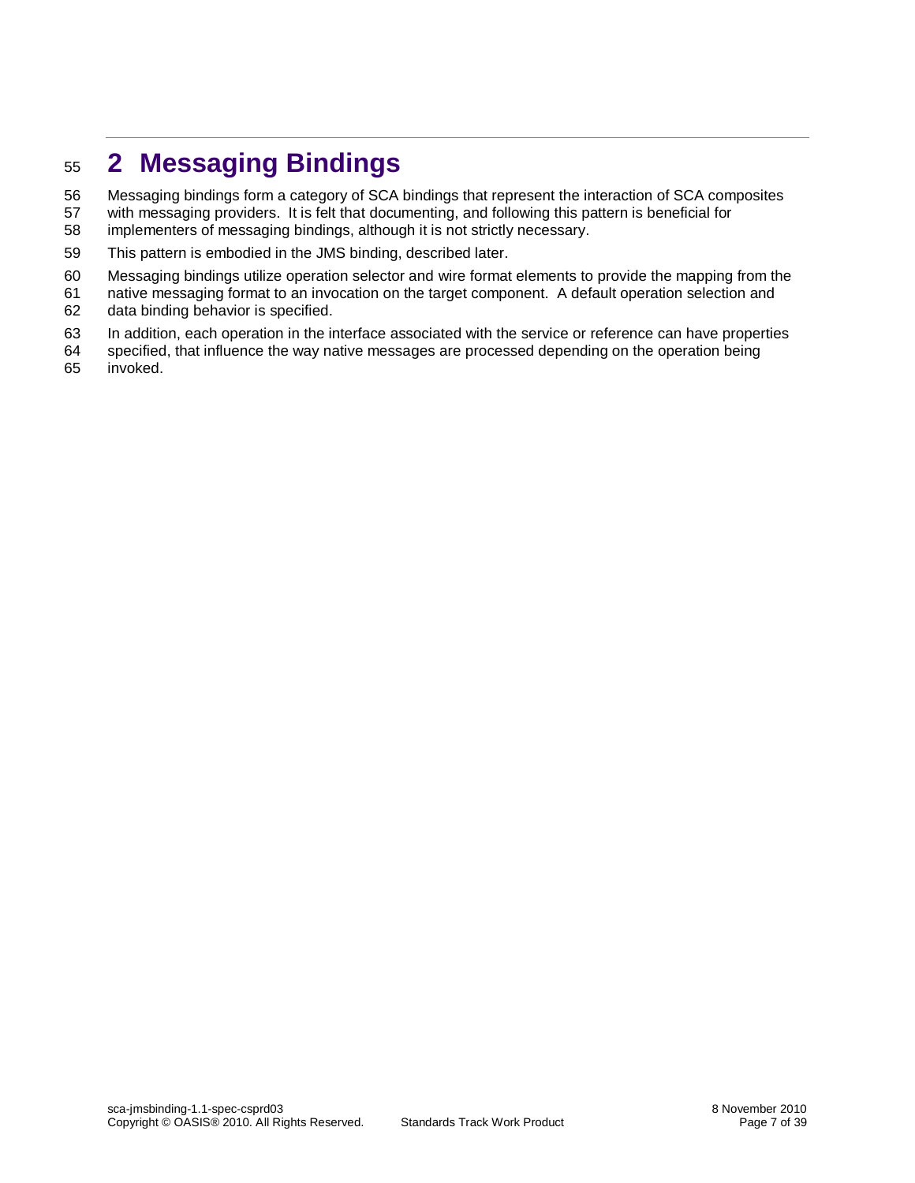# 2 Messaging Bindings

Messaging bindings form a category of SCA bindings that represent the interaction of SCA composites with messaging providers. It is felt that documenting, and following this pattern is beneficial for implementers of messaging bindings, although it is not strictly necessary.

This pattern is embodied in the JMS binding, described later.

Messaging bindings utilize operation selector and wire format elements to provide the mapping from the native messaging format to an invocation on the target component. A default operation selection and data binding behavior is specified.

In addition, each operation in the interface associated with the service or reference can have properties specified, that influence the way native messages are processed depending on the operation being invoked.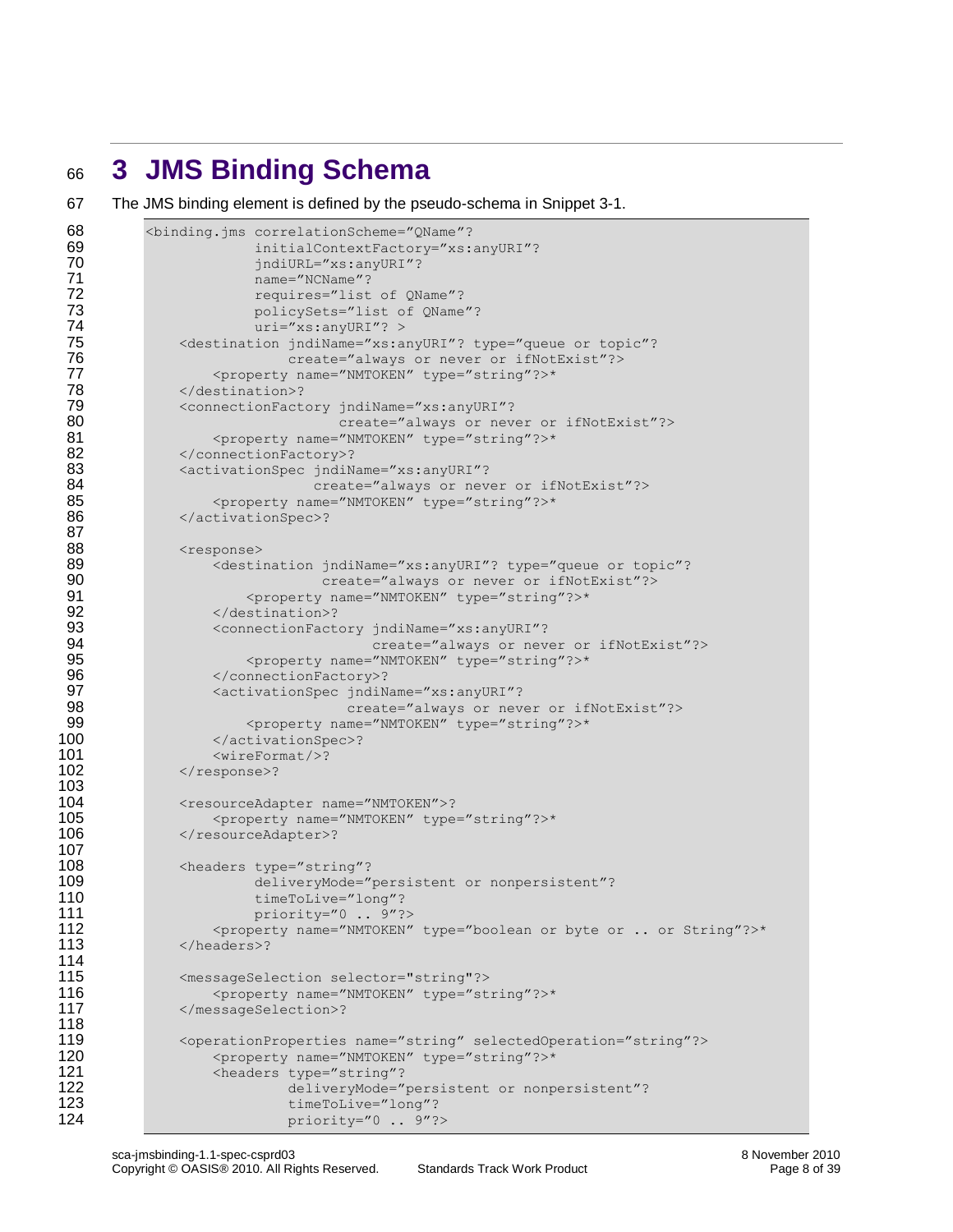# 3 JMS Binding Schema

The JMS binding element is defined by the pseudo-schema in Snippet 3-1.

```
<binding.jms correlationScheme="QName"?
             initialContextFactory="xs:anyURI"?
             jndiURL="xs:anyURI"?
             name="NCName"?
             requires="list of QName"?
             policySets="list of QName"?
             uri="xs:anyURI"? >
    <destination jndiName="xs:anyURI"? type="queue or topic"?
                 create="always or never or ifNotExist"?>
        <property name="NMTOKEN" type="string"?>*
    </destination>?
    <connectionFactory jndiName="xs:anyURI"?
                       create="always or never or ifNotExist"?>
        <property name="NMTOKEN" type="string"?>*
    </connectionFactory>?
    <activationSpec jndiName="xs:anyURI"?
                    create="always or never or ifNotExist"?>
        <property name="NMTOKEN" type="string"?>*
    </activationSpec>?

    <response>
        <destination jndiName="xs:anyURI"? type="queue or topic"?
                     create="always or never or ifNotExist"?>
            <property name="NMTOKEN" type="string"?>*
        </destination>?
        <connectionFactory jndiName="xs:anyURI"?
                           create="always or never or ifNotExist"?>
            <property name="NMTOKEN" type="string"?>*
        </connectionFactory>?
        <activationSpec jndiName="xs:anyURI"?
                        create="always or never or ifNotExist"?>
            <property name="NMTOKEN" type="string"?>*
        </activationSpec>?
        <wireFormat/>?
    </response>?

    <resourceAdapter name="NMTOKEN">?
        <property name="NMTOKEN" type="string"?>*
    </resourceAdapter>?

    <headers type="string"?
             deliveryMode="persistent or nonpersistent"?
             timeToLive="long"?
             priority="0 .. 9"?>
        <property name="NMTOKEN" type="boolean or byte or .. or String"?>*
    </headers>?

    <messageSelection selector="string"?>
        <property name="NMTOKEN" type="string"?>*
    </messageSelection>?

    <operationProperties name="string" selectedOperation="string"?>
        <property name="NMTOKEN" type="string"?>*
        <headers type="string"?
                 deliveryMode="persistent or nonpersistent"?
                 timeToLive="long"?
                 priority="0 .. 9"?>
```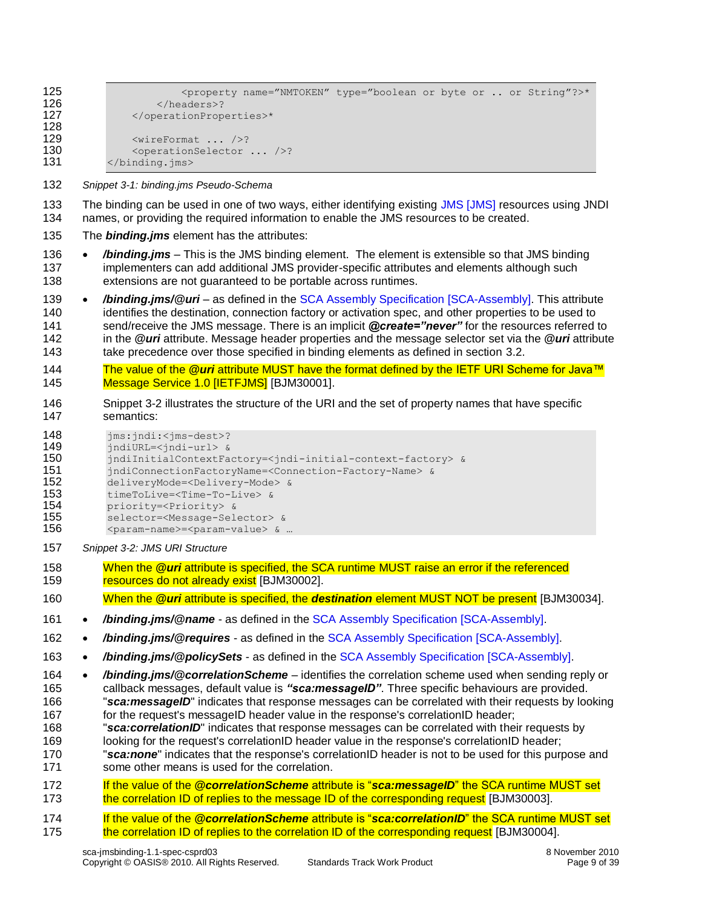```
            <property name="NMTOKEN" type="boolean or byte or .. or String"?>*
        </headers>?
    </operationProperties>*

    <wireFormat ... />?
    <operationSelector ... />?
</binding.jms>
```

*Snippet 3-1: binding.jms Pseudo-Schema*

The binding can be used in one of two ways, either identifying existing JMS [JMS] resources using JNDI names, or providing the required information to enable the JMS resources to be created.

The ***binding.jms*** element has the attributes:

- ***/binding.jms*** – This is the JMS binding element. The element is extensible so that JMS binding implementers can add additional JMS provider-specific attributes and elements although such extensions are not guaranteed to be portable across runtimes.
- ***/binding.jms/@uri*** – as defined in the SCA Assembly Specification [SCA-Assembly]. This attribute identifies the destination, connection factory or activation spec, and other properties to be used to send/receive the JMS message. There is an implicit ***@create="never"*** for the resources referred to in the ***@uri*** attribute. Message header properties and the message selector set via the ***@uri*** attribute take precedence over those specified in binding elements as defined in section 3.2.

  The value of the ***@uri*** attribute MUST have the format defined by the IETF URI Scheme for Java™ Message Service 1.0 [IETFJMS] [BJM30001].

  Snippet 3-2 illustrates the structure of the URI and the set of property names that have specific semantics:

```
jms:jndi:<jms-dest>?
jndiURL=<jndi-url> &
jndiInitialContextFactory=<jndi-initial-context-factory> &
jndiConnectionFactoryName=<Connection-Factory-Name> &
deliveryMode=<Delivery-Mode> &
timeToLive=<Time-To-Live> &
priority=<Priority> &
selector=<Message-Selector> &
<param-name>=<param-value> & …
```

  *Snippet 3-2: JMS URI Structure*

  When the ***@uri*** attribute is specified, the SCA runtime MUST raise an error if the referenced resources do not already exist [BJM30002].

  When the ***@uri*** attribute is specified, the ***destination*** element MUST NOT be present [BJM30034].

- ***/binding.jms/@name*** - as defined in the SCA Assembly Specification [SCA-Assembly].
- ***/binding.jms/@requires*** - as defined in the SCA Assembly Specification [SCA-Assembly].
- ***/binding.jms/@policySets*** - as defined in the SCA Assembly Specification [SCA-Assembly].
- ***/binding.jms/@correlationScheme*** – identifies the correlation scheme used when sending reply or callback messages, default value is ***"sca:messageID"***. Three specific behaviours are provided. "***sca:messageID***" indicates that response messages can be correlated with their requests by looking for the request's messageID header value in the response's correlationID header; "***sca:correlationID***" indicates that response messages can be correlated with their requests by looking for the request's correlationID header value in the response's correlationID header; "***sca:none***" indicates that the response's correlationID header is not to be used for this purpose and some other means is used for the correlation.

  If the value of the ***@correlationScheme*** attribute is "***sca:messageID***" the SCA runtime MUST set the correlation ID of replies to the message ID of the corresponding request [BJM30003].

  If the value of the ***@correlationScheme*** attribute is "***sca:correlationID***" the SCA runtime MUST set the correlation ID of replies to the correlation ID of the corresponding request [BJM30004].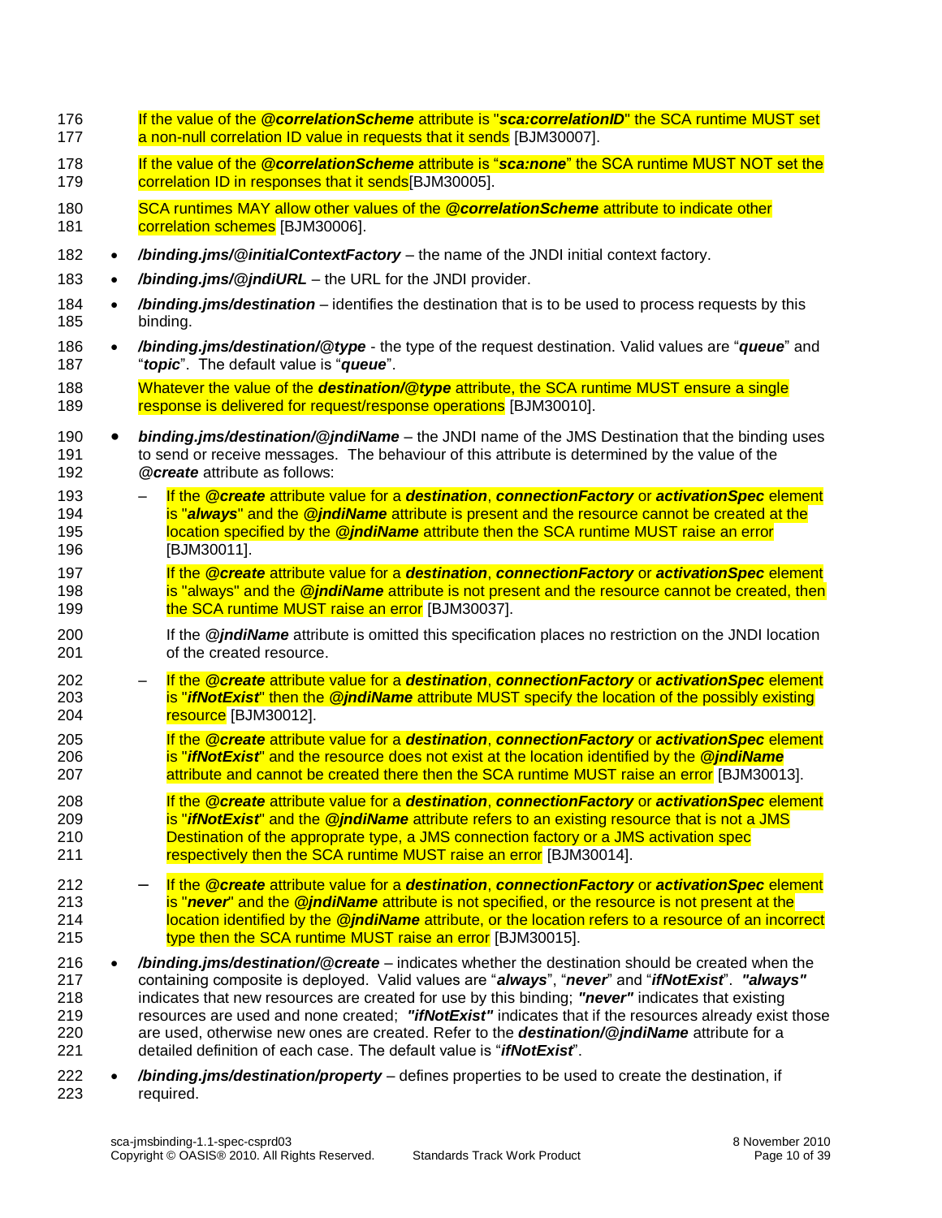If the value of the ***@correlationScheme*** attribute is "***sca:correlationID***" the SCA runtime MUST set a non-null correlation ID value in requests that it sends [BJM30007].

If the value of the ***@correlationScheme*** attribute is "***sca:none***" the SCA runtime MUST NOT set the correlation ID in responses that it sends[BJM30005].

SCA runtimes MAY allow other values of the ***@correlationScheme*** attribute to indicate other correlation schemes [BJM30006].

- ***/binding.jms/@initialContextFactory*** – the name of the JNDI initial context factory.
- ***/binding.jms/@jndiURL*** – the URL for the JNDI provider.
- ***/binding.jms/destination*** – identifies the destination that is to be used to process requests by this binding.
- ***/binding.jms/destination/@type*** - the type of the request destination. Valid values are "***queue***" and "***topic***". The default value is "***queue***".

  Whatever the value of the ***destination/@type*** attribute, the SCA runtime MUST ensure a single response is delivered for request/response operations [BJM30010].

- ***binding.jms/destination/@jndiName*** – the JNDI name of the JMS Destination that the binding uses to send or receive messages. The behaviour of this attribute is determined by the value of the ***@create*** attribute as follows:
  - If the ***@create*** attribute value for a ***destination***, ***connectionFactory*** or ***activationSpec*** element is "***always***" and the ***@jndiName*** attribute is present and the resource cannot be created at the location specified by the ***@jndiName*** attribute then the SCA runtime MUST raise an error [BJM30011].

    If the ***@create*** attribute value for a ***destination***, ***connectionFactory*** or ***activationSpec*** element is "always" and the ***@jndiName*** attribute is not present and the resource cannot be created, then the SCA runtime MUST raise an error [BJM30037].

    If the ***@jndiName*** attribute is omitted this specification places no restriction on the JNDI location of the created resource.
  - If the ***@create*** attribute value for a ***destination***, ***connectionFactory*** or ***activationSpec*** element is "***ifNotExist***" then the ***@jndiName*** attribute MUST specify the location of the possibly existing resource [BJM30012].

    If the ***@create*** attribute value for a ***destination***, ***connectionFactory*** or ***activationSpec*** element is "***ifNotExist***" and the resource does not exist at the location identified by the ***@jndiName*** attribute and cannot be created there then the SCA runtime MUST raise an error [BJM30013].

    If the ***@create*** attribute value for a ***destination***, ***connectionFactory*** or ***activationSpec*** element is "***ifNotExist***" and the ***@jndiName*** attribute refers to an existing resource that is not a JMS Destination of the approprate type, a JMS connection factory or a JMS activation spec respectively then the SCA runtime MUST raise an error [BJM30014].
  - If the ***@create*** attribute value for a ***destination***, ***connectionFactory*** or ***activationSpec*** element is "***never***" and the ***@jndiName*** attribute is not specified, or the resource is not present at the location identified by the ***@jndiName*** attribute, or the location refers to a resource of an incorrect type then the SCA runtime MUST raise an error [BJM30015].
- ***/binding.jms/destination/@create*** – indicates whether the destination should be created when the containing composite is deployed. Valid values are "***always***", "***never***" and "***ifNotExist***". ***"always"*** indicates that new resources are created for use by this binding; ***"never"*** indicates that existing resources are used and none created; ***"ifNotExist"*** indicates that if the resources already exist those are used, otherwise new ones are created. Refer to the ***destination/@jndiName*** attribute for a detailed definition of each case. The default value is "***ifNotExist***".
- ***/binding.jms/destination/property*** – defines properties to be used to create the destination, if required.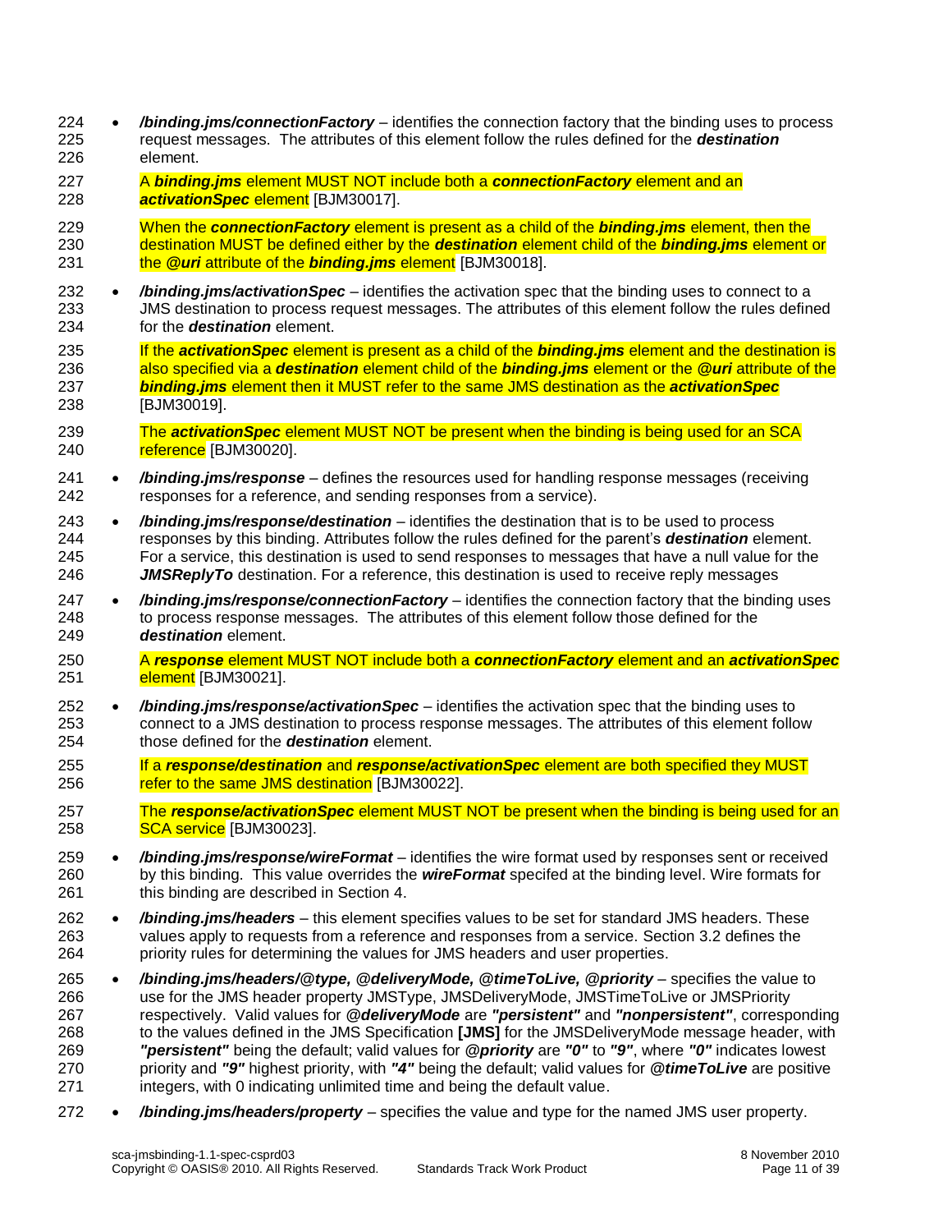- ***/binding.jms/connectionFactory*** – identifies the connection factory that the binding uses to process request messages. The attributes of this element follow the rules defined for the ***destination*** element.

  A ***binding.jms*** element MUST NOT include both a ***connectionFactory*** element and an ***activationSpec*** element [BJM30017].

  When the ***connectionFactory*** element is present as a child of the ***binding.jms*** element, then the destination MUST be defined either by the ***destination*** element child of the ***binding.jms*** element or the ***@uri*** attribute of the ***binding.jms*** element [BJM30018].

- ***/binding.jms/activationSpec*** – identifies the activation spec that the binding uses to connect to a JMS destination to process request messages. The attributes of this element follow the rules defined for the ***destination*** element.

  If the ***activationSpec*** element is present as a child of the ***binding.jms*** element and the destination is also specified via a ***destination*** element child of the ***binding.jms*** element or the ***@uri*** attribute of the ***binding.jms*** element then it MUST refer to the same JMS destination as the ***activationSpec*** [BJM30019].

  The ***activationSpec*** element MUST NOT be present when the binding is being used for an SCA reference [BJM30020].

- ***/binding.jms/response*** – defines the resources used for handling response messages (receiving responses for a reference, and sending responses from a service).

- ***/binding.jms/response/destination*** – identifies the destination that is to be used to process responses by this binding. Attributes follow the rules defined for the parent's ***destination*** element. For a service, this destination is used to send responses to messages that have a null value for the ***JMSReplyTo*** destination. For a reference, this destination is used to receive reply messages

- ***/binding.jms/response/connectionFactory*** – identifies the connection factory that the binding uses to process response messages. The attributes of this element follow those defined for the ***destination*** element.

  A ***response*** element MUST NOT include both a ***connectionFactory*** element and an ***activationSpec*** element [BJM30021].

- ***/binding.jms/response/activationSpec*** – identifies the activation spec that the binding uses to connect to a JMS destination to process response messages. The attributes of this element follow those defined for the ***destination*** element.

  If a ***response/destination*** and ***response/activationSpec*** element are both specified they MUST refer to the same JMS destination [BJM30022].

  The ***response/activationSpec*** element MUST NOT be present when the binding is being used for an SCA service [BJM30023].

- ***/binding.jms/response/wireFormat*** – identifies the wire format used by responses sent or received by this binding. This value overrides the ***wireFormat*** specifed at the binding level. Wire formats for this binding are described in Section 4.

- ***/binding.jms/headers*** – this element specifies values to be set for standard JMS headers. These values apply to requests from a reference and responses from a service. Section 3.2 defines the priority rules for determining the values for JMS headers and user properties.

- ***/binding.jms/headers/@type, @deliveryMode, @timeToLive, @priority*** – specifies the value to use for the JMS header property JMSType, JMSDeliveryMode, JMSTimeToLive or JMSPriority respectively. Valid values for ***@deliveryMode*** are ***"persistent"*** and ***"nonpersistent"***, corresponding to the values defined in the JMS Specification **[JMS]** for the JMSDeliveryMode message header, with ***"persistent"*** being the default; valid values for ***@priority*** are ***"0"*** to ***"9"***, where ***"0"*** indicates lowest priority and ***"9"*** highest priority, with ***"4"*** being the default; valid values for ***@timeToLive*** are positive integers, with 0 indicating unlimited time and being the default value.

- ***/binding.jms/headers/property*** – specifies the value and type for the named JMS user property.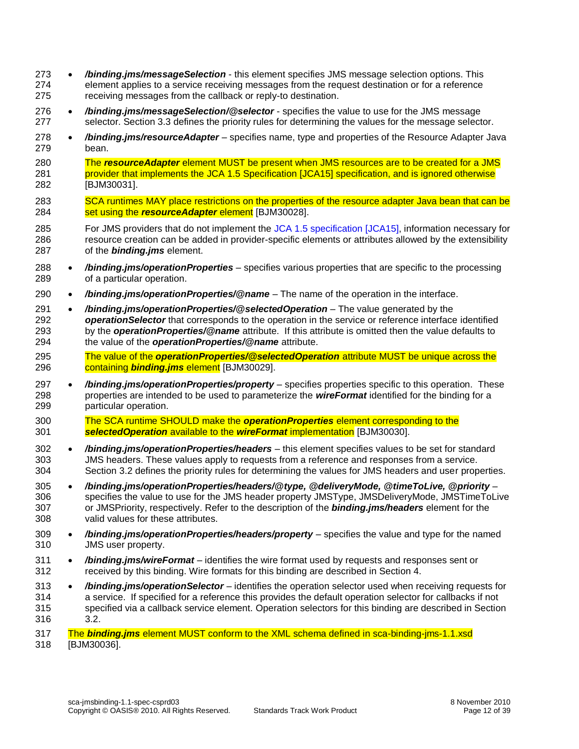- ***/binding.jms/messageSelection*** - this element specifies JMS message selection options. This element applies to a service receiving messages from the request destination or for a reference receiving messages from the callback or reply-to destination.
- ***/binding.jms/messageSelection/@selector*** - specifies the value to use for the JMS message selector. Section 3.3 defines the priority rules for determining the values for the message selector.
- ***/binding.jms/resourceAdapter*** – specifies name, type and properties of the Resource Adapter Java bean.

  The ***resourceAdapter*** element MUST be present when JMS resources are to be created for a JMS provider that implements the JCA 1.5 Specification [JCA15] specification, and is ignored otherwise [BJM30031].

  SCA runtimes MAY place restrictions on the properties of the resource adapter Java bean that can be set using the ***resourceAdapter*** element [BJM30028].

  For JMS providers that do not implement the JCA 1.5 specification [JCA15], information necessary for resource creation can be added in provider-specific elements or attributes allowed by the extensibility of the ***binding.jms*** element.
- ***/binding.jms/operationProperties*** – specifies various properties that are specific to the processing of a particular operation.
- ***/binding.jms/operationProperties/@name*** – The name of the operation in the interface.
- ***/binding.jms/operationProperties/@selectedOperation*** – The value generated by the ***operationSelector*** that corresponds to the operation in the service or reference interface identified by the ***operationProperties/@name*** attribute. If this attribute is omitted then the value defaults to the value of the ***operationProperties/@name*** attribute.

  The value of the ***operationProperties/@selectedOperation*** attribute MUST be unique across the containing ***binding.jms*** element [BJM30029].
- ***/binding.jms/operationProperties/property*** – specifies properties specific to this operation. These properties are intended to be used to parameterize the ***wireFormat*** identified for the binding for a particular operation.

  The SCA runtime SHOULD make the ***operationProperties*** element corresponding to the ***selectedOperation*** available to the ***wireFormat*** implementation [BJM30030].
- ***/binding.jms/operationProperties/headers*** – this element specifies values to be set for standard JMS headers. These values apply to requests from a reference and responses from a service. Section 3.2 defines the priority rules for determining the values for JMS headers and user properties.
- ***/binding.jms/operationProperties/headers/@type, @deliveryMode, @timeToLive, @priority*** – specifies the value to use for the JMS header property JMSType, JMSDeliveryMode, JMSTimeToLive or JMSPriority, respectively. Refer to the description of the ***binding.jms/headers*** element for the valid values for these attributes.
- ***/binding.jms/operationProperties/headers/property*** – specifies the value and type for the named JMS user property.
- ***/binding.jms/wireFormat*** – identifies the wire format used by requests and responses sent or received by this binding. Wire formats for this binding are described in Section 4.
- ***/binding.jms/operationSelector*** – identifies the operation selector used when receiving requests for a service. If specified for a reference this provides the default operation selector for callbacks if not specified via a callback service element. Operation selectors for this binding are described in Section 3.2.

The ***binding.jms*** element MUST conform to the XML schema defined in sca-binding-jms-1.1.xsd [BJM30036].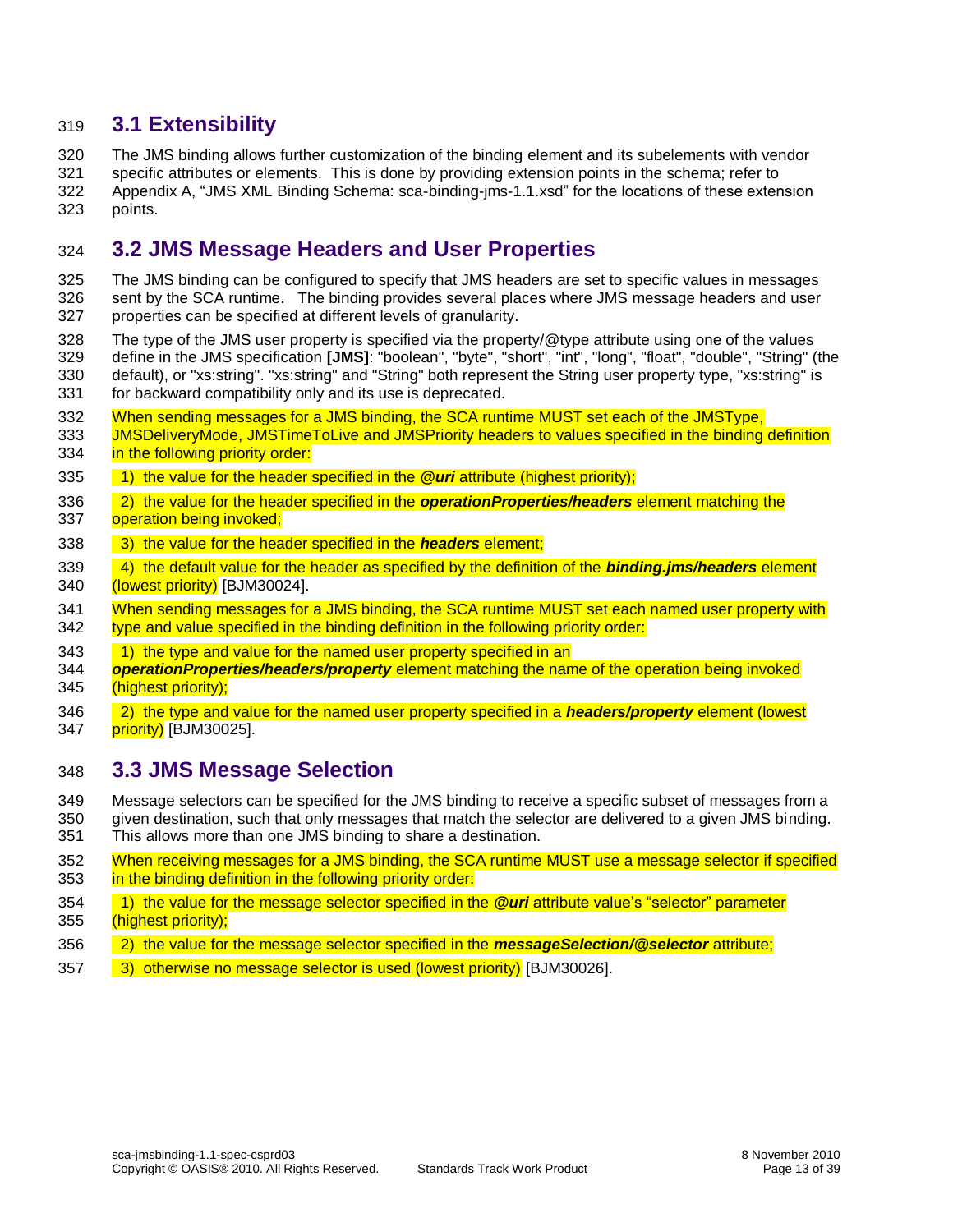## 3.1 Extensibility

The JMS binding allows further customization of the binding element and its subelements with vendor specific attributes or elements. This is done by providing extension points in the schema; refer to Appendix A, “JMS XML Binding Schema: sca-binding-jms-1.1.xsd” for the locations of these extension points.

## 3.2 JMS Message Headers and User Properties

The JMS binding can be configured to specify that JMS headers are set to specific values in messages sent by the SCA runtime. The binding provides several places where JMS message headers and user properties can be specified at different levels of granularity.

The type of the JMS user property is specified via the property/@type attribute using one of the values define in the JMS specification **[JMS]**: "boolean", "byte", "short", "int", "long", "float", "double", "String" (the default), or "xs:string". "xs:string" and "String" both represent the String user property type, "xs:string" is for backward compatibility only and its use is deprecated.

When sending messages for a JMS binding, the SCA runtime MUST set each of the JMSType, JMSDeliveryMode, JMSTimeToLive and JMSPriority headers to values specified in the binding definition in the following priority order:

1) the value for the header specified in the ***@uri*** attribute (highest priority);

2) the value for the header specified in the ***operationProperties/headers*** element matching the operation being invoked;

3) the value for the header specified in the ***headers*** element;

4) the default value for the header as specified by the definition of the ***binding.jms/headers*** element (lowest priority) [BJM30024].

When sending messages for a JMS binding, the SCA runtime MUST set each named user property with type and value specified in the binding definition in the following priority order:

1) the type and value for the named user property specified in an ***operationProperties/headers/property*** element matching the name of the operation being invoked (highest priority);

2) the type and value for the named user property specified in a ***headers/property*** element (lowest priority) [BJM30025].

## 3.3 JMS Message Selection

Message selectors can be specified for the JMS binding to receive a specific subset of messages from a given destination, such that only messages that match the selector are delivered to a given JMS binding. This allows more than one JMS binding to share a destination.

When receiving messages for a JMS binding, the SCA runtime MUST use a message selector if specified in the binding definition in the following priority order:

1) the value for the message selector specified in the ***@uri*** attribute value’s “selector” parameter (highest priority);

2) the value for the message selector specified in the ***messageSelection/@selector*** attribute;

3) otherwise no message selector is used (lowest priority) [BJM30026].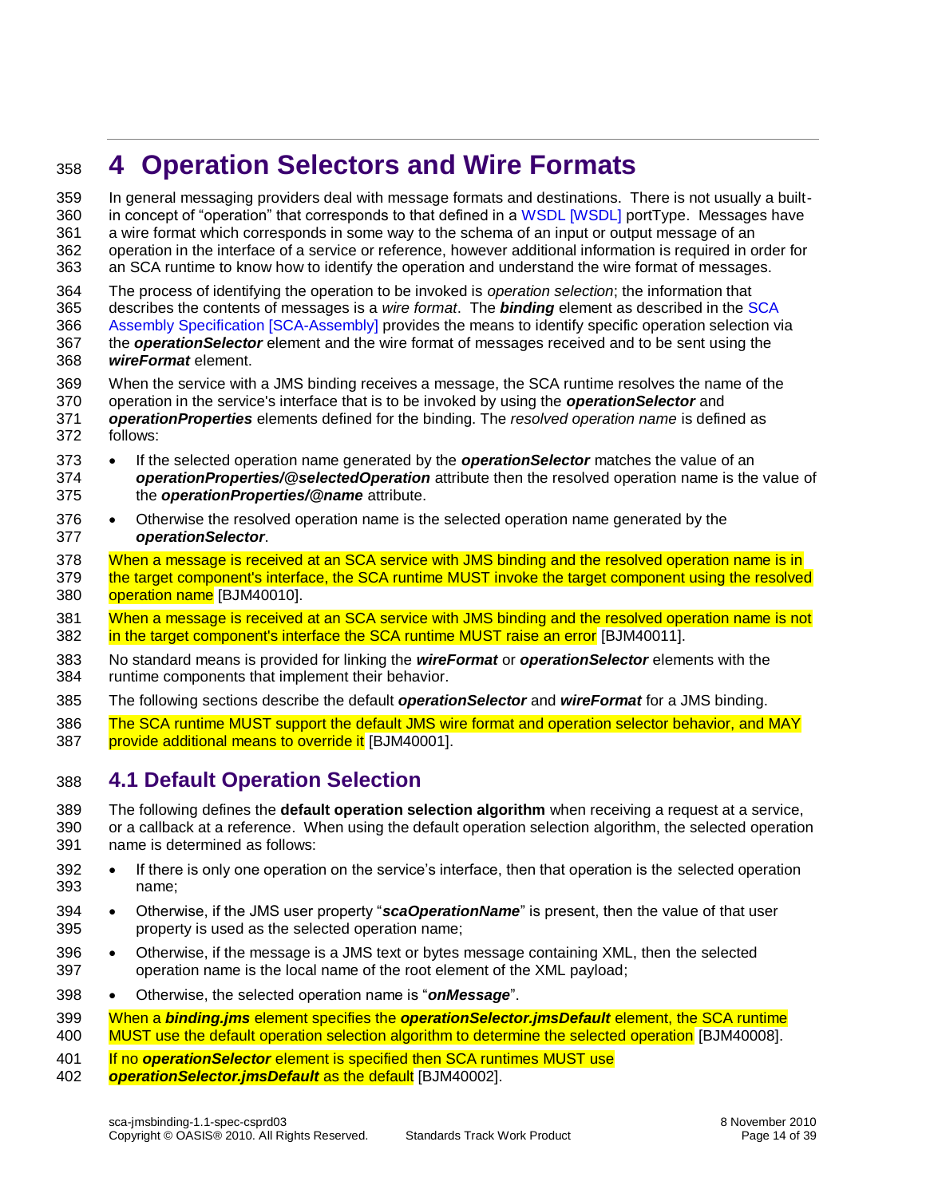# 4 Operation Selectors and Wire Formats

In general messaging providers deal with message formats and destinations. There is not usually a built-in concept of "operation" that corresponds to that defined in a WSDL [WSDL] portType. Messages have a wire format which corresponds in some way to the schema of an input or output message of an operation in the interface of a service or reference, however additional information is required in order for an SCA runtime to know how to identify the operation and understand the wire format of messages.

The process of identifying the operation to be invoked is *operation selection*; the information that describes the contents of messages is a *wire format*. The ***binding*** element as described in the SCA Assembly Specification [SCA-Assembly] provides the means to identify specific operation selection via the ***operationSelector*** element and the wire format of messages received and to be sent using the ***wireFormat*** element.

When the service with a JMS binding receives a message, the SCA runtime resolves the name of the operation in the service's interface that is to be invoked by using the ***operationSelector*** and ***operationProperties*** elements defined for the binding. The *resolved operation name* is defined as follows:

- If the selected operation name generated by the ***operationSelector*** matches the value of an ***operationProperties/@selectedOperation*** attribute then the resolved operation name is the value of the ***operationProperties/@name*** attribute.
- Otherwise the resolved operation name is the selected operation name generated by the ***operationSelector***.

When a message is received at an SCA service with JMS binding and the resolved operation name is in the target component's interface, the SCA runtime MUST invoke the target component using the resolved operation name [BJM40010].

When a message is received at an SCA service with JMS binding and the resolved operation name is not in the target component's interface the SCA runtime MUST raise an error [BJM40011].

No standard means is provided for linking the ***wireFormat*** or ***operationSelector*** elements with the runtime components that implement their behavior.

The following sections describe the default ***operationSelector*** and ***wireFormat*** for a JMS binding.

The SCA runtime MUST support the default JMS wire format and operation selector behavior, and MAY provide additional means to override it [BJM40001].

## 4.1 Default Operation Selection

The following defines the **default operation selection algorithm** when receiving a request at a service, or a callback at a reference. When using the default operation selection algorithm, the selected operation name is determined as follows:

- If there is only one operation on the service's interface, then that operation is the selected operation name;
- Otherwise, if the JMS user property "***scaOperationName***" is present, then the value of that user property is used as the selected operation name;
- Otherwise, if the message is a JMS text or bytes message containing XML, then the selected operation name is the local name of the root element of the XML payload;
- Otherwise, the selected operation name is "***onMessage***".

When a ***binding.jms*** element specifies the ***operationSelector.jmsDefault*** element, the SCA runtime MUST use the default operation selection algorithm to determine the selected operation [BJM40008].

If no ***operationSelector*** element is specified then SCA runtimes MUST use ***operationSelector.jmsDefault*** as the default [BJM40002].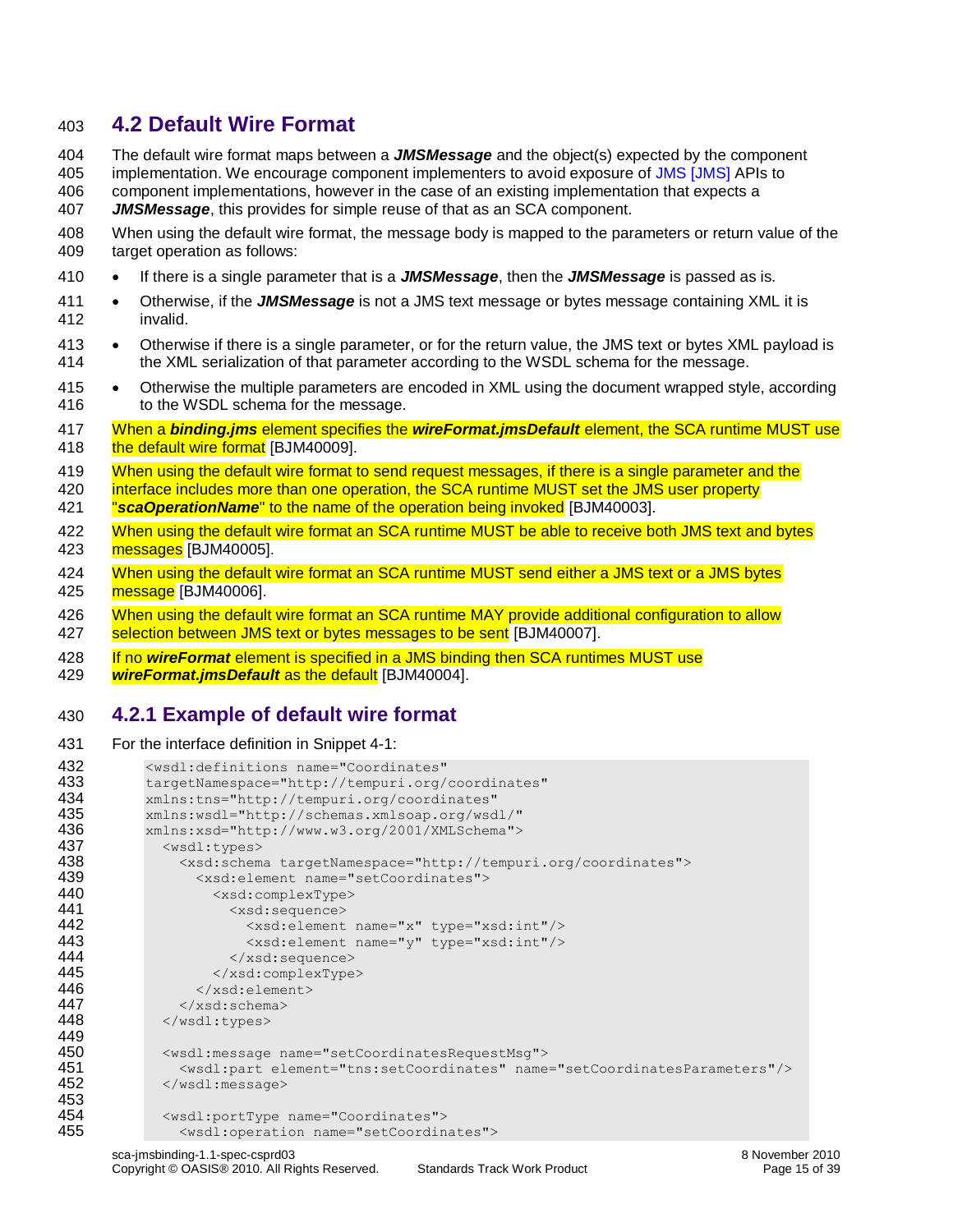## 4.2 Default Wire Format

The default wire format maps between a ***JMSMessage*** and the object(s) expected by the component implementation. We encourage component implementers to avoid exposure of JMS [JMS] APIs to component implementations, however in the case of an existing implementation that expects a ***JMSMessage***, this provides for simple reuse of that as an SCA component.

When using the default wire format, the message body is mapped to the parameters or return value of the target operation as follows:

- If there is a single parameter that is a ***JMSMessage***, then the ***JMSMessage*** is passed as is.
- Otherwise, if the ***JMSMessage*** is not a JMS text message or bytes message containing XML it is invalid.
- Otherwise if there is a single parameter, or for the return value, the JMS text or bytes XML payload is the XML serialization of that parameter according to the WSDL schema for the message.
- Otherwise the multiple parameters are encoded in XML using the document wrapped style, according to the WSDL schema for the message.

When a ***binding.jms*** element specifies the ***wireFormat.jmsDefault*** element, the SCA runtime MUST use the default wire format [BJM40009].

When using the default wire format to send request messages, if there is a single parameter and the interface includes more than one operation, the SCA runtime MUST set the JMS user property "***scaOperationName***" to the name of the operation being invoked [BJM40003].

When using the default wire format an SCA runtime MUST be able to receive both JMS text and bytes messages [BJM40005].

When using the default wire format an SCA runtime MUST send either a JMS text or a JMS bytes message [BJM40006].

When using the default wire format an SCA runtime MAY provide additional configuration to allow selection between JMS text or bytes messages to be sent [BJM40007].

If no ***wireFormat*** element is specified in a JMS binding then SCA runtimes MUST use ***wireFormat.jmsDefault*** as the default [BJM40004].

### 4.2.1 Example of default wire format

For the interface definition in Snippet 4-1:

```
<wsdl:definitions name="Coordinates"
targetNamespace="http://tempuri.org/coordinates"
xmlns:tns="http://tempuri.org/coordinates"
xmlns:wsdl="http://schemas.xmlsoap.org/wsdl/"
xmlns:xsd="http://www.w3.org/2001/XMLSchema">
  <wsdl:types>
    <xsd:schema targetNamespace="http://tempuri.org/coordinates">
      <xsd:element name="setCoordinates">
        <xsd:complexType>
          <xsd:sequence>
            <xsd:element name="x" type="xsd:int"/>
            <xsd:element name="y" type="xsd:int"/>
          </xsd:sequence>
        </xsd:complexType>
      </xsd:element>
    </xsd:schema>
  </wsdl:types>

  <wsdl:message name="setCoordinatesRequestMsg">
    <wsdl:part element="tns:setCoordinates" name="setCoordinatesParameters"/>
  </wsdl:message>

  <wsdl:portType name="Coordinates">
    <wsdl:operation name="setCoordinates">
```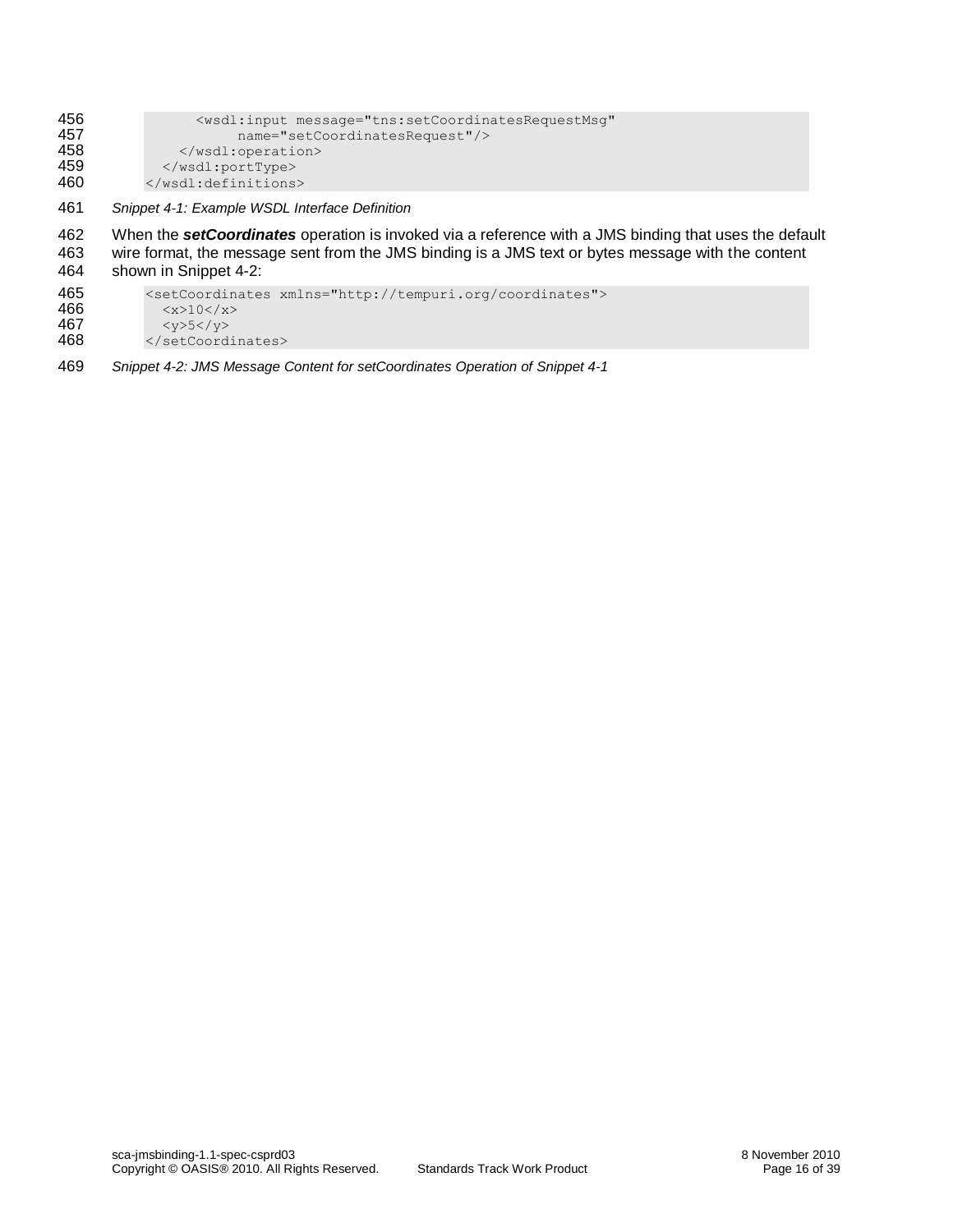```
        <wsdl:input message="tns:setCoordinatesRequestMsg"
             name="setCoordinatesRequest"/>
      </wsdl:operation>
    </wsdl:portType>
  </wsdl:definitions>
```

*Snippet 4-1: Example WSDL Interface Definition*

When the ***setCoordinates*** operation is invoked via a reference with a JMS binding that uses the default wire format, the message sent from the JMS binding is a JMS text or bytes message with the content shown in Snippet 4-2:

```
<setCoordinates xmlns="http://tempuri.org/coordinates">
  <x>10</x>
  <y>5</y>
</setCoordinates>
```

*Snippet 4-2: JMS Message Content for setCoordinates Operation of Snippet 4-1*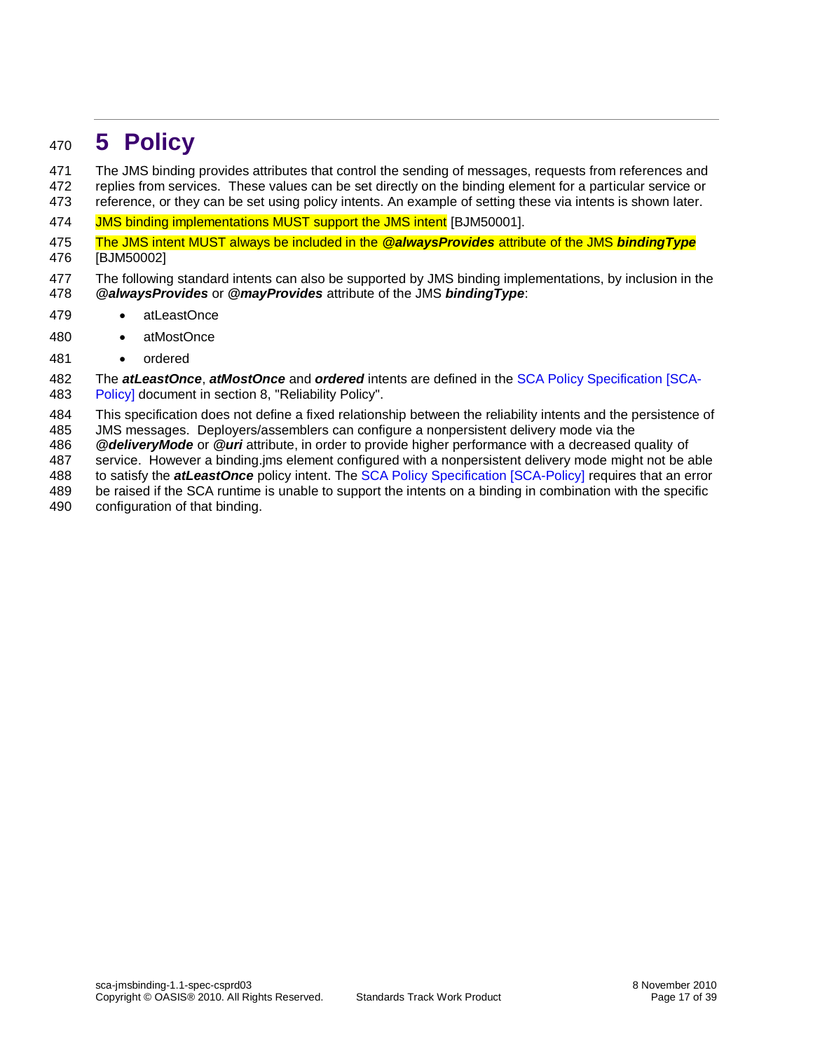# 5 Policy

The JMS binding provides attributes that control the sending of messages, requests from references and replies from services. These values can be set directly on the binding element for a particular service or reference, or they can be set using policy intents. An example of setting these via intents is shown later.

JMS binding implementations MUST support the JMS intent [BJM50001].

The JMS intent MUST always be included in the ***@alwaysProvides*** attribute of the JMS ***bindingType*** [BJM50002]

The following standard intents can also be supported by JMS binding implementations, by inclusion in the ***@alwaysProvides*** or ***@mayProvides*** attribute of the JMS ***bindingType***:

- atLeastOnce
- atMostOnce
- ordered

The ***atLeastOnce***, ***atMostOnce*** and ***ordered*** intents are defined in the SCA Policy Specification [SCA-Policy] document in section 8, "Reliability Policy".

This specification does not define a fixed relationship between the reliability intents and the persistence of JMS messages. Deployers/assemblers can configure a nonpersistent delivery mode via the ***@deliveryMode*** or ***@uri*** attribute, in order to provide higher performance with a decreased quality of service. However a binding.jms element configured with a nonpersistent delivery mode might not be able to satisfy the ***atLeastOnce*** policy intent. The SCA Policy Specification [SCA-Policy] requires that an error be raised if the SCA runtime is unable to support the intents on a binding in combination with the specific configuration of that binding.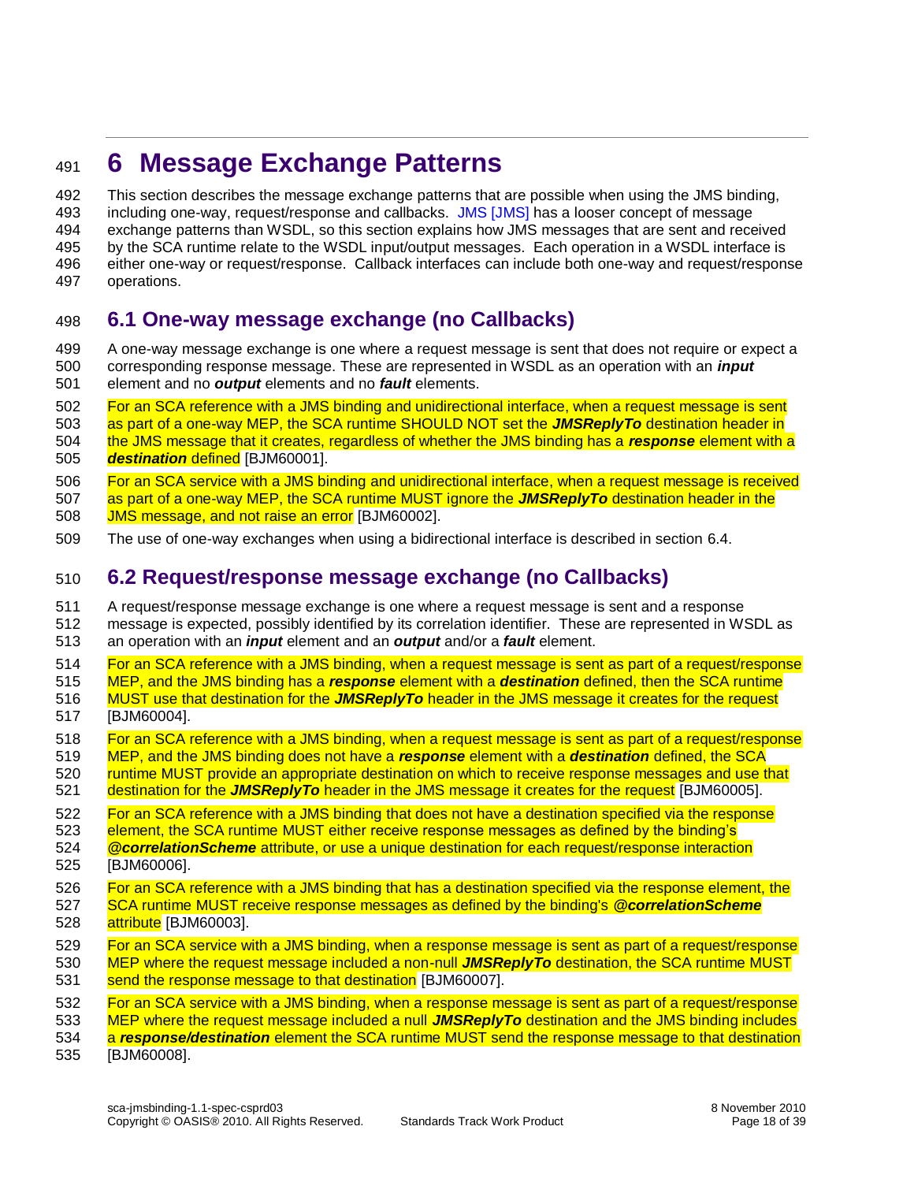# 6 Message Exchange Patterns

This section describes the message exchange patterns that are possible when using the JMS binding, including one-way, request/response and callbacks. JMS [JMS] has a looser concept of message exchange patterns than WSDL, so this section explains how JMS messages that are sent and received by the SCA runtime relate to the WSDL input/output messages. Each operation in a WSDL interface is either one-way or request/response. Callback interfaces can include both one-way and request/response operations.

## 6.1 One-way message exchange (no Callbacks)

A one-way message exchange is one where a request message is sent that does not require or expect a corresponding response message. These are represented in WSDL as an operation with an ***input*** element and no ***output*** elements and no ***fault*** elements.

For an SCA reference with a JMS binding and unidirectional interface, when a request message is sent as part of a one-way MEP, the SCA runtime SHOULD NOT set the ***JMSReplyTo*** destination header in the JMS message that it creates, regardless of whether the JMS binding has a ***response*** element with a ***destination*** defined [BJM60001].

For an SCA service with a JMS binding and unidirectional interface, when a request message is received as part of a one-way MEP, the SCA runtime MUST ignore the ***JMSReplyTo*** destination header in the JMS message, and not raise an error [BJM60002].

The use of one-way exchanges when using a bidirectional interface is described in section 6.4.

## 6.2 Request/response message exchange (no Callbacks)

A request/response message exchange is one where a request message is sent and a response message is expected, possibly identified by its correlation identifier. These are represented in WSDL as an operation with an ***input*** element and an ***output*** and/or a ***fault*** element.

For an SCA reference with a JMS binding, when a request message is sent as part of a request/response MEP, and the JMS binding has a ***response*** element with a ***destination*** defined, then the SCA runtime MUST use that destination for the ***JMSReplyTo*** header in the JMS message it creates for the request [BJM60004].

For an SCA reference with a JMS binding, when a request message is sent as part of a request/response MEP, and the JMS binding does not have a ***response*** element with a ***destination*** defined, the SCA runtime MUST provide an appropriate destination on which to receive response messages and use that destination for the ***JMSReplyTo*** header in the JMS message it creates for the request [BJM60005].

For an SCA reference with a JMS binding that does not have a destination specified via the response element, the SCA runtime MUST either receive response messages as defined by the binding's ***@correlationScheme*** attribute, or use a unique destination for each request/response interaction [BJM60006].

For an SCA reference with a JMS binding that has a destination specified via the response element, the SCA runtime MUST receive response messages as defined by the binding's ***@correlationScheme*** attribute [BJM60003].

For an SCA service with a JMS binding, when a response message is sent as part of a request/response MEP where the request message included a non-null ***JMSReplyTo*** destination, the SCA runtime MUST send the response message to that destination [BJM60007].

For an SCA service with a JMS binding, when a response message is sent as part of a request/response MEP where the request message included a null ***JMSReplyTo*** destination and the JMS binding includes a ***response/destination*** element the SCA runtime MUST send the response message to that destination [BJM60008].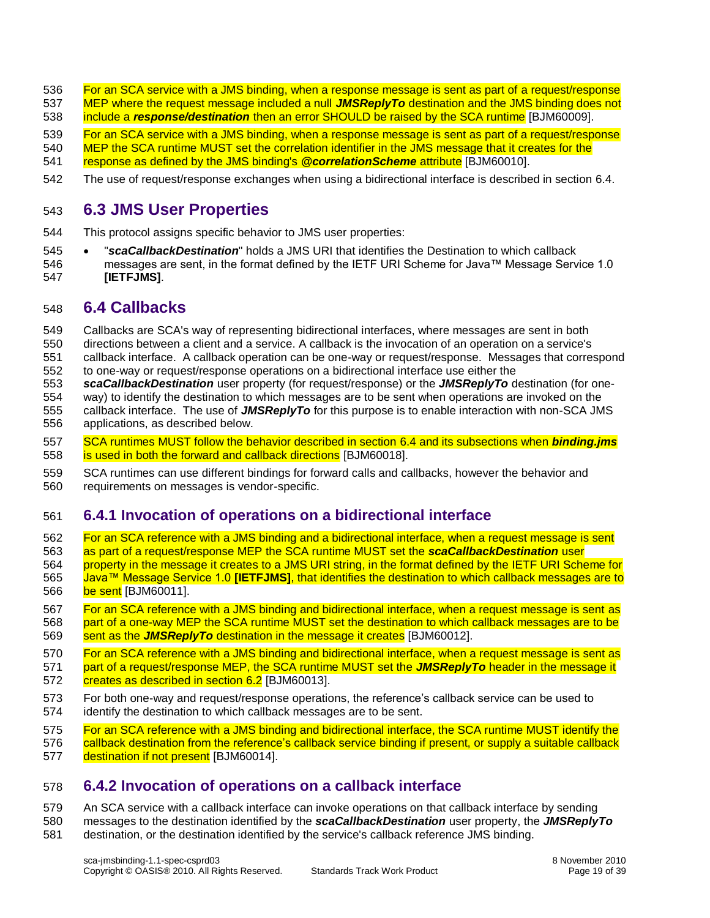For an SCA service with a JMS binding, when a response message is sent as part of a request/response MEP where the request message included a null ***JMSReplyTo*** destination and the JMS binding does not include a ***response/destination*** then an error SHOULD be raised by the SCA runtime [BJM60009].

For an SCA service with a JMS binding, when a response message is sent as part of a request/response MEP the SCA runtime MUST set the correlation identifier in the JMS message that it creates for the response as defined by the JMS binding's ***@correlationScheme*** attribute [BJM60010].

The use of request/response exchanges when using a bidirectional interface is described in section 6.4.

## 6.3 JMS User Properties

This protocol assigns specific behavior to JMS user properties:

- "***scaCallbackDestination***" holds a JMS URI that identifies the Destination to which callback messages are sent, in the format defined by the IETF URI Scheme for Java™ Message Service 1.0 **[IETFJMS]**.

## 6.4 Callbacks

Callbacks are SCA's way of representing bidirectional interfaces, where messages are sent in both directions between a client and a service. A callback is the invocation of an operation on a service's callback interface. A callback operation can be one-way or request/response. Messages that correspond to one-way or request/response operations on a bidirectional interface use either the ***scaCallbackDestination*** user property (for request/response) or the ***JMSReplyTo*** destination (for one-way) to identify the destination to which messages are to be sent when operations are invoked on the callback interface. The use of ***JMSReplyTo*** for this purpose is to enable interaction with non-SCA JMS applications, as described below.

SCA runtimes MUST follow the behavior described in section 6.4 and its subsections when ***binding.jms*** is used in both the forward and callback directions [BJM60018].

SCA runtimes can use different bindings for forward calls and callbacks, however the behavior and requirements on messages is vendor-specific.

### 6.4.1 Invocation of operations on a bidirectional interface

For an SCA reference with a JMS binding and a bidirectional interface, when a request message is sent as part of a request/response MEP the SCA runtime MUST set the ***scaCallbackDestination*** user property in the message it creates to a JMS URI string, in the format defined by the IETF URI Scheme for Java™ Message Service 1.0 **[IETFJMS]**, that identifies the destination to which callback messages are to be sent [BJM60011].

For an SCA reference with a JMS binding and bidirectional interface, when a request message is sent as part of a one-way MEP the SCA runtime MUST set the destination to which callback messages are to be sent as the ***JMSReplyTo*** destination in the message it creates [BJM60012].

For an SCA reference with a JMS binding and bidirectional interface, when a request message is sent as part of a request/response MEP, the SCA runtime MUST set the ***JMSReplyTo*** header in the message it creates as described in section 6.2 [BJM60013].

For both one-way and request/response operations, the reference's callback service can be used to identify the destination to which callback messages are to be sent.

For an SCA reference with a JMS binding and bidirectional interface, the SCA runtime MUST identify the callback destination from the reference's callback service binding if present, or supply a suitable callback destination if not present [BJM60014].

### 6.4.2 Invocation of operations on a callback interface

An SCA service with a callback interface can invoke operations on that callback interface by sending messages to the destination identified by the ***scaCallbackDestination*** user property, the ***JMSReplyTo*** destination, or the destination identified by the service's callback reference JMS binding.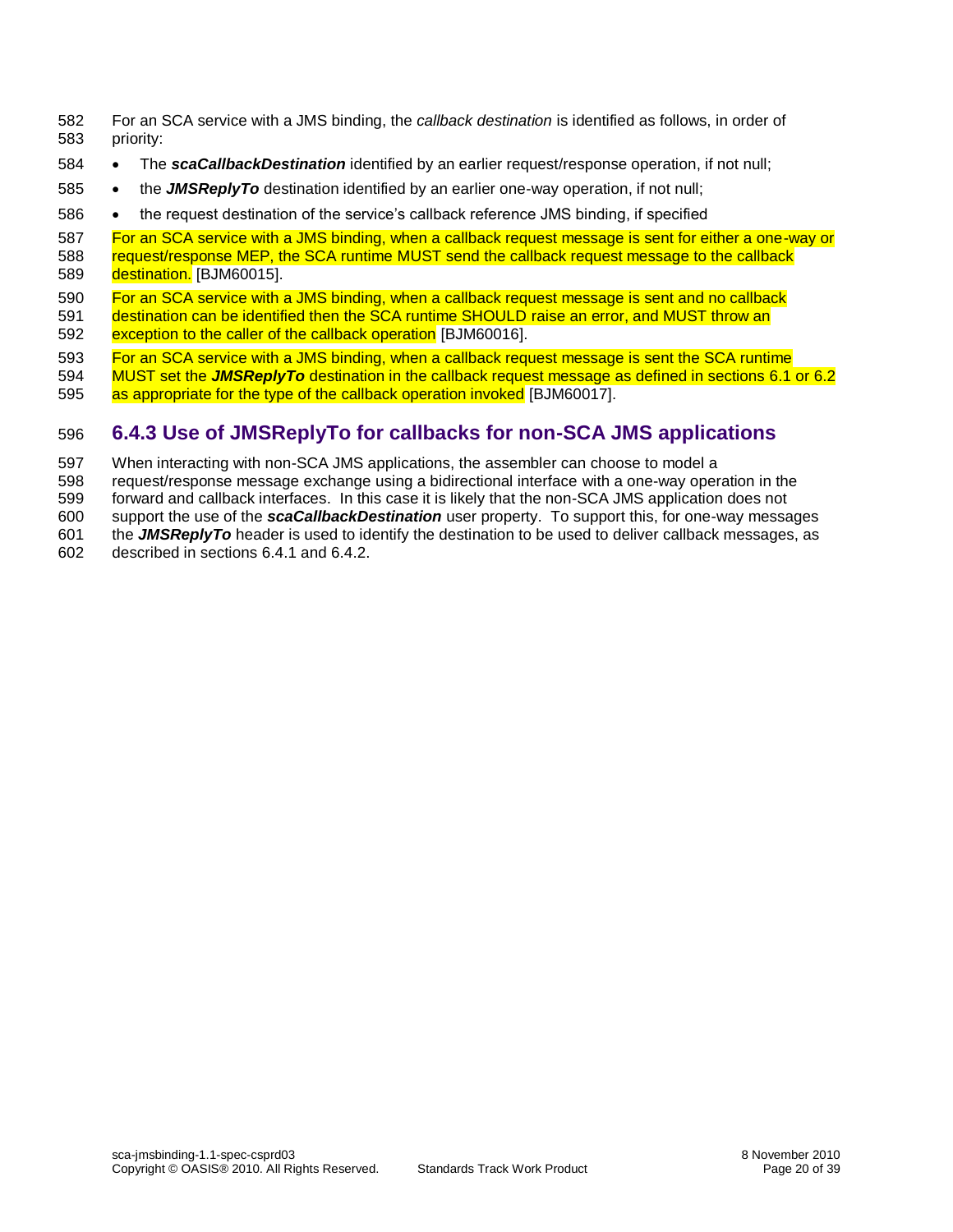For an SCA service with a JMS binding, the *callback destination* is identified as follows, in order of priority:

- The ***scaCallbackDestination*** identified by an earlier request/response operation, if not null;
- the ***JMSReplyTo*** destination identified by an earlier one-way operation, if not null;
- the request destination of the service's callback reference JMS binding, if specified

For an SCA service with a JMS binding, when a callback request message is sent for either a one-way or request/response MEP, the SCA runtime MUST send the callback request message to the callback destination. [BJM60015].

For an SCA service with a JMS binding, when a callback request message is sent and no callback destination can be identified then the SCA runtime SHOULD raise an error, and MUST throw an exception to the caller of the callback operation [BJM60016].

For an SCA service with a JMS binding, when a callback request message is sent the SCA runtime MUST set the ***JMSReplyTo*** destination in the callback request message as defined in sections 6.1 or 6.2 as appropriate for the type of the callback operation invoked [BJM60017].

### 6.4.3 Use of JMSReplyTo for callbacks for non-SCA JMS applications

When interacting with non-SCA JMS applications, the assembler can choose to model a request/response message exchange using a bidirectional interface with a one-way operation in the forward and callback interfaces. In this case it is likely that the non-SCA JMS application does not support the use of the ***scaCallbackDestination*** user property. To support this, for one-way messages the ***JMSReplyTo*** header is used to identify the destination to be used to deliver callback messages, as described in sections 6.4.1 and 6.4.2.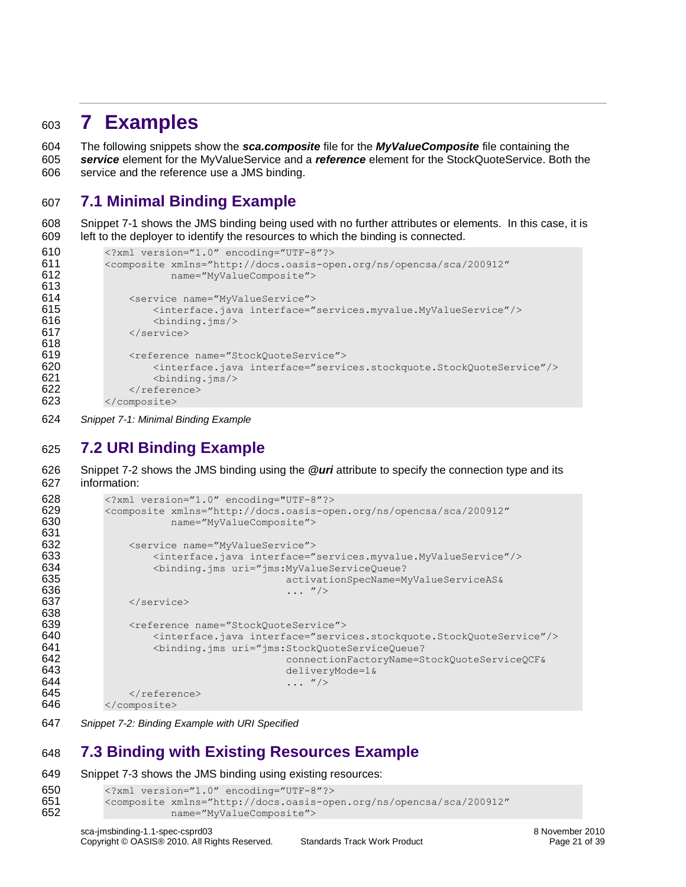# 7 Examples

The following snippets show the ***sca.composite*** file for the ***MyValueComposite*** file containing the ***service*** element for the MyValueService and a ***reference*** element for the StockQuoteService. Both the service and the reference use a JMS binding.

## 7.1 Minimal Binding Example

Snippet 7-1 shows the JMS binding being used with no further attributes or elements. In this case, it is left to the deployer to identify the resources to which the binding is connected.

```
<?xml version="1.0" encoding="UTF-8"?>
<composite xmlns="http://docs.oasis-open.org/ns/opencsa/sca/200912"
           name="MyValueComposite">

    <service name="MyValueService">
        <interface.java interface="services.myvalue.MyValueService"/>
        <binding.jms/>
    </service>

    <reference name="StockQuoteService">
        <interface.java interface="services.stockquote.StockQuoteService"/>
        <binding.jms/>
    </reference>
</composite>
```

*Snippet 7-1: Minimal Binding Example*

## 7.2 URI Binding Example

Snippet 7-2 shows the JMS binding using the ***@uri*** attribute to specify the connection type and its information:

```
<?xml version="1.0" encoding="UTF-8"?>
<composite xmlns="http://docs.oasis-open.org/ns/opencsa/sca/200912"
           name="MyValueComposite">

    <service name="MyValueService">
        <interface.java interface="services.myvalue.MyValueService"/>
        <binding.jms uri="jms:MyValueServiceQueue?
                          activationSpecName=MyValueServiceAS&
                          ... "/>
    </service>

    <reference name="StockQuoteService">
        <interface.java interface="services.stockquote.StockQuoteService"/>
        <binding.jms uri="jms:StockQuoteServiceQueue?
                          connectionFactoryName=StockQuoteServiceQCF&
                          deliveryMode=1&
                          ... "/>
    </reference>
</composite>
```

*Snippet 7-2: Binding Example with URI Specified*

## 7.3 Binding with Existing Resources Example

Snippet 7-3 shows the JMS binding using existing resources:

```
<?xml version="1.0" encoding="UTF-8"?>
<composite xmlns="http://docs.oasis-open.org/ns/opencsa/sca/200912"
           name="MyValueComposite">
```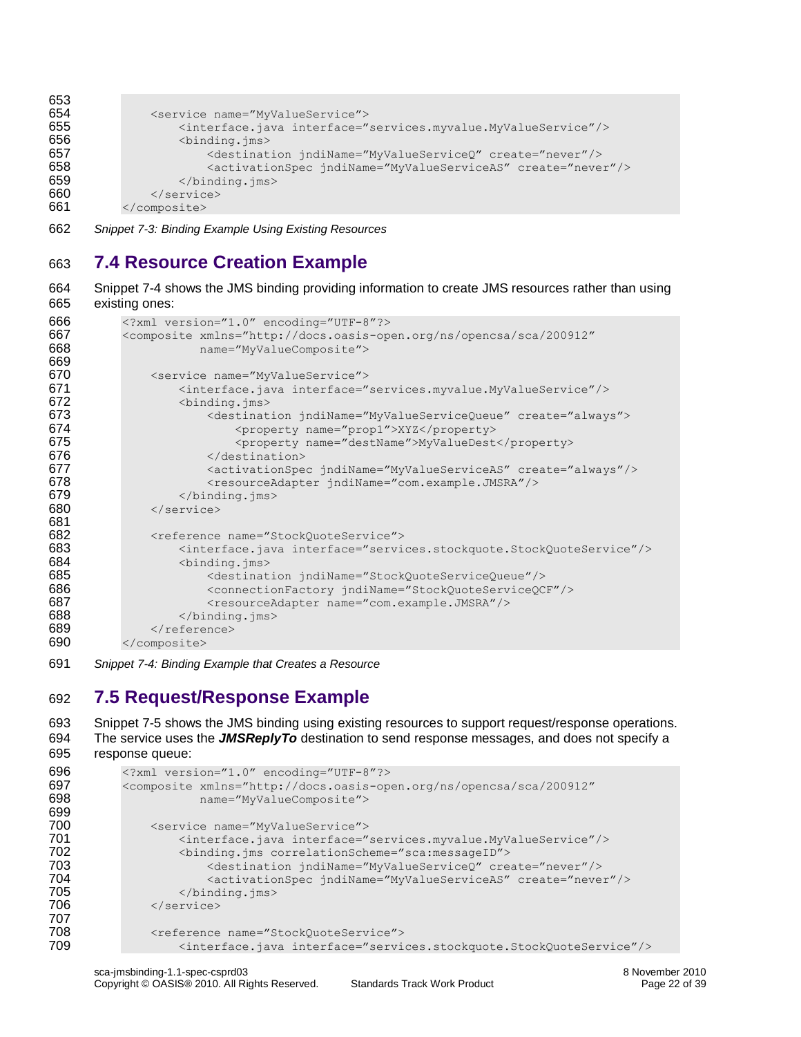```
    <service name="MyValueService">
        <interface.java interface="services.myvalue.MyValueService"/>
        <binding.jms>
            <destination jndiName="MyValueServiceQ" create="never"/>
            <activationSpec jndiName="MyValueServiceAS" create="never"/>
        </binding.jms>
    </service>
</composite>
```

*Snippet 7-3: Binding Example Using Existing Resources*

## 7.4 Resource Creation Example

Snippet 7-4 shows the JMS binding providing information to create JMS resources rather than using existing ones:

```
<?xml version="1.0" encoding="UTF-8"?>
<composite xmlns="http://docs.oasis-open.org/ns/opencsa/sca/200912"
           name="MyValueComposite">

    <service name="MyValueService">
        <interface.java interface="services.myvalue.MyValueService"/>
        <binding.jms>
            <destination jndiName="MyValueServiceQueue" create="always">
                <property name="prop1">XYZ</property>
                <property name="destName">MyValueDest</property>
            </destination>
            <activationSpec jndiName="MyValueServiceAS" create="always"/>
            <resourceAdapter jndiName="com.example.JMSRA"/>
        </binding.jms>
    </service>

    <reference name="StockQuoteService">
        <interface.java interface="services.stockquote.StockQuoteService"/>
        <binding.jms>
            <destination jndiName="StockQuoteServiceQueue"/>
            <connectionFactory jndiName="StockQuoteServiceQCF"/>
            <resourceAdapter name="com.example.JMSRA"/>
        </binding.jms>
    </reference>
</composite>
```

*Snippet 7-4: Binding Example that Creates a Resource*

## 7.5 Request/Response Example

Snippet 7-5 shows the JMS binding using existing resources to support request/response operations. The service uses the ***JMSReplyTo*** destination to send response messages, and does not specify a response queue:

```
<?xml version="1.0" encoding="UTF-8"?>
<composite xmlns="http://docs.oasis-open.org/ns/opencsa/sca/200912"
           name="MyValueComposite">

    <service name="MyValueService">
        <interface.java interface="services.myvalue.MyValueService"/>
        <binding.jms correlationScheme="sca:messageID">
            <destination jndiName="MyValueServiceQ" create="never"/>
            <activationSpec jndiName="MyValueServiceAS" create="never"/>
        </binding.jms>
    </service>

    <reference name="StockQuoteService">
        <interface.java interface="services.stockquote.StockQuoteService"/>
```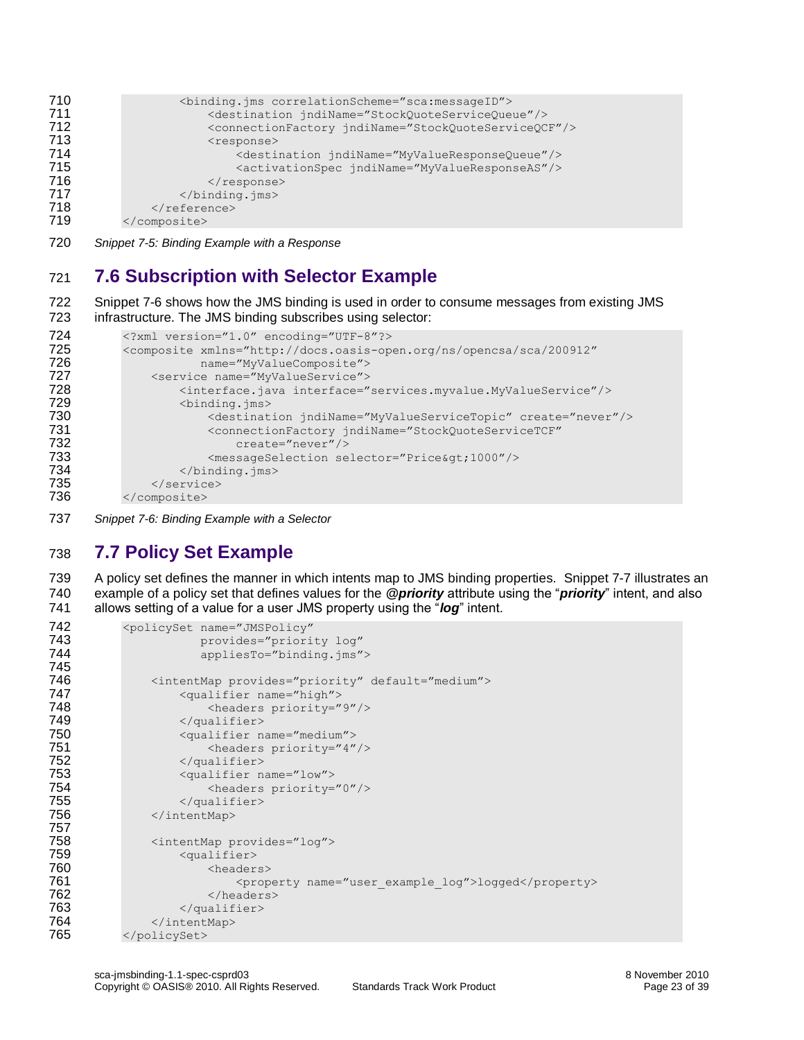```
            <binding.jms correlationScheme="sca:messageID">
                <destination jndiName="StockQuoteServiceQueue"/>
                <connectionFactory jndiName="StockQuoteServiceQCF"/>
                <response>
                    <destination jndiName="MyValueResponseQueue"/>
                    <activationSpec jndiName="MyValueResponseAS"/>
                </response>
            </binding.jms>
        </reference>
    </composite>
```

*Snippet 7-5: Binding Example with a Response*

## 7.6 Subscription with Selector Example

Snippet 7-6 shows how the JMS binding is used in order to consume messages from existing JMS infrastructure. The JMS binding subscribes using selector:

```
<?xml version="1.0" encoding="UTF-8"?>
<composite xmlns="http://docs.oasis-open.org/ns/opencsa/sca/200912"
           name="MyValueComposite">
    <service name="MyValueService">
        <interface.java interface="services.myvalue.MyValueService"/>
        <binding.jms>
            <destination jndiName="MyValueServiceTopic" create="never"/>
            <connectionFactory jndiName="StockQuoteServiceTCF"
                create="never"/>
            <messageSelection selector="Price&gt;1000"/>
        </binding.jms>
    </service>
</composite>
```

*Snippet 7-6: Binding Example with a Selector*

## 7.7 Policy Set Example

A policy set defines the manner in which intents map to JMS binding properties. Snippet 7-7 illustrates an example of a policy set that defines values for the ***@priority*** attribute using the "***priority***" intent, and also allows setting of a value for a user JMS property using the "***log***" intent.

```
<policySet name="JMSPolicy"
           provides="priority log"
           appliesTo="binding.jms">

    <intentMap provides="priority" default="medium">
        <qualifier name="high">
            <headers priority="9"/>
        </qualifier>
        <qualifier name="medium">
            <headers priority="4"/>
        </qualifier>
        <qualifier name="low">
            <headers priority="0"/>
        </qualifier>
    </intentMap>

    <intentMap provides="log">
        <qualifier>
            <headers>
                <property name="user_example_log">logged</property>
            </headers>
        </qualifier>
    </intentMap>
</policySet>
```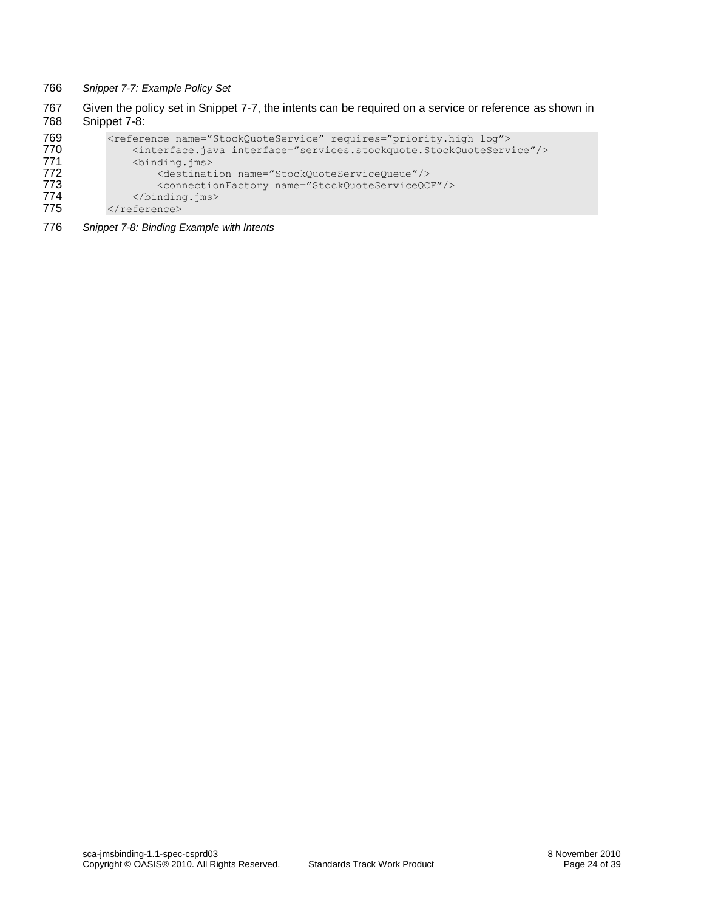*Snippet 7-7: Example Policy Set*

Given the policy set in Snippet 7-7, the intents can be required on a service or reference as shown in Snippet 7-8:

```
<reference name=”StockQuoteService” requires=”priority.high log”>
    <interface.java interface=”services.stockquote.StockQuoteService”/>
    <binding.jms>
        <destination name=”StockQuoteServiceQueue”/>
        <connectionFactory name=”StockQuoteServiceQCF”/>
    </binding.jms>
</reference>
```

*Snippet 7-8: Binding Example with Intents*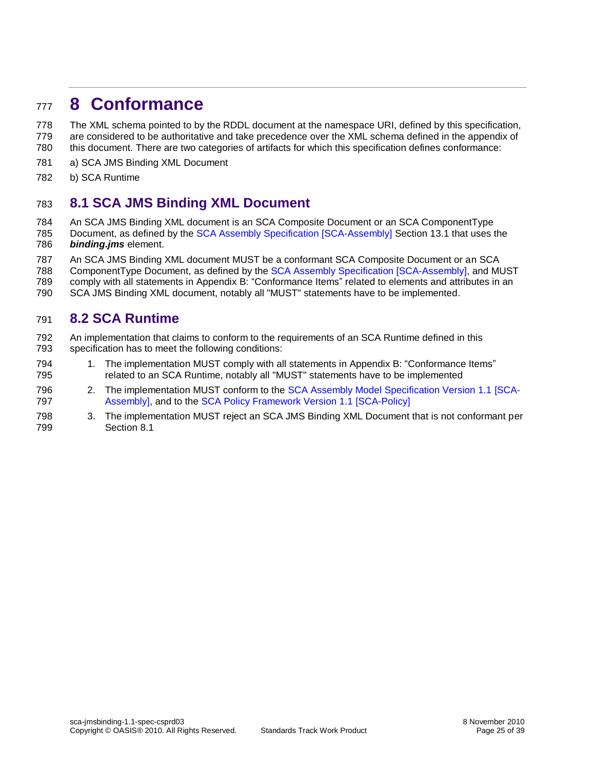# 8 Conformance

The XML schema pointed to by the RDDL document at the namespace URI, defined by this specification, are considered to be authoritative and take precedence over the XML schema defined in the appendix of this document. There are two categories of artifacts for which this specification defines conformance:

a) SCA JMS Binding XML Document

b) SCA Runtime

## 8.1 SCA JMS Binding XML Document

An SCA JMS Binding XML document is an SCA Composite Document or an SCA ComponentType Document, as defined by the SCA Assembly Specification [SCA-Assembly] Section 13.1 that uses the ***binding.jms*** element.

An SCA JMS Binding XML document MUST be a conformant SCA Composite Document or an SCA ComponentType Document, as defined by the SCA Assembly Specification [SCA-Assembly], and MUST comply with all statements in Appendix B: "Conformance Items" related to elements and attributes in an SCA JMS Binding XML document, notably all "MUST" statements have to be implemented.

## 8.2 SCA Runtime

An implementation that claims to conform to the requirements of an SCA Runtime defined in this specification has to meet the following conditions:

1. The implementation MUST comply with all statements in Appendix B: "Conformance Items" related to an SCA Runtime, notably all "MUST" statements have to be implemented
2. The implementation MUST conform to the SCA Assembly Model Specification Version 1.1 [SCA-Assembly], and to the SCA Policy Framework Version 1.1 [SCA-Policy]
3. The implementation MUST reject an SCA JMS Binding XML Document that is not conformant per Section 8.1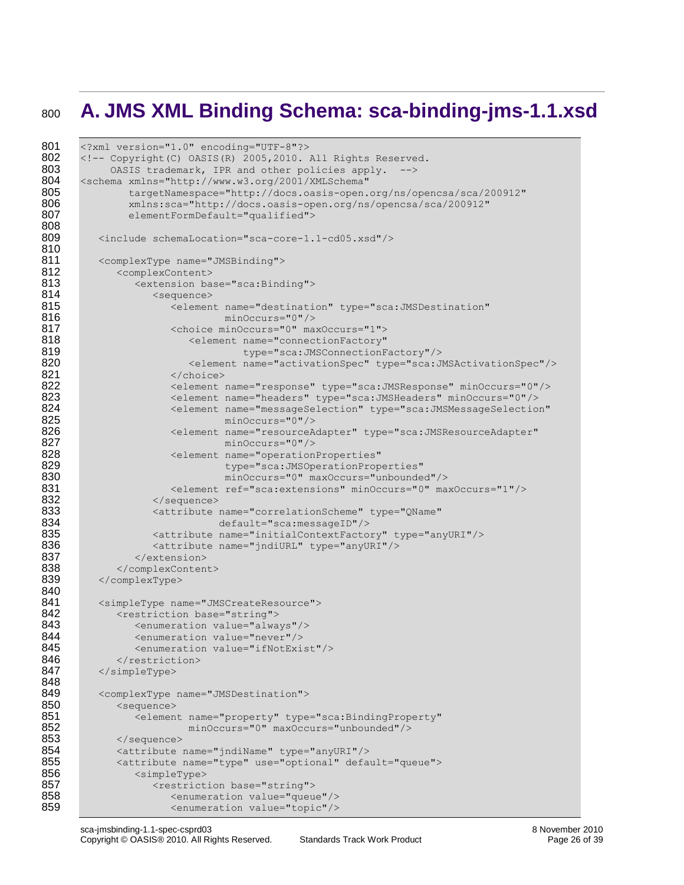# A. JMS XML Binding Schema: sca-binding-jms-1.1.xsd

```
<?xml version="1.0" encoding="UTF-8"?>
<!-- Copyright(C) OASIS(R) 2005,2010. All Rights Reserved.
     OASIS trademark, IPR and other policies apply.  -->
<schema xmlns="http://www.w3.org/2001/XMLSchema"
        targetNamespace="http://docs.oasis-open.org/ns/opencsa/sca/200912"
        xmlns:sca="http://docs.oasis-open.org/ns/opencsa/sca/200912"
        elementFormDefault="qualified">

   <include schemaLocation="sca-core-1.1-cd05.xsd"/>

   <complexType name="JMSBinding">
      <complexContent>
         <extension base="sca:Binding">
            <sequence>
               <element name="destination" type="sca:JMSDestination"
                        minOccurs="0"/>
               <choice minOccurs="0" maxOccurs="1">
                  <element name="connectionFactory"
                           type="sca:JMSConnectionFactory"/>
                  <element name="activationSpec" type="sca:JMSActivationSpec"/>
               </choice>
               <element name="response" type="sca:JMSResponse" minOccurs="0"/>
               <element name="headers" type="sca:JMSHeaders" minOccurs="0"/>
               <element name="messageSelection" type="sca:JMSMessageSelection"
                        minOccurs="0"/>
               <element name="resourceAdapter" type="sca:JMSResourceAdapter"
                        minOccurs="0"/>
               <element name="operationProperties"
                        type="sca:JMSOperationProperties"
                        minOccurs="0" maxOccurs="unbounded"/>
               <element ref="sca:extensions" minOccurs="0" maxOccurs="1"/>
            </sequence>
            <attribute name="correlationScheme" type="QName"
                       default="sca:messageID"/>
            <attribute name="initialContextFactory" type="anyURI"/>
            <attribute name="jndiURL" type="anyURI"/>
         </extension>
      </complexContent>
   </complexType>

   <simpleType name="JMSCreateResource">
      <restriction base="string">
         <enumeration value="always"/>
         <enumeration value="never"/>
         <enumeration value="ifNotExist"/>
      </restriction>
   </simpleType>

   <complexType name="JMSDestination">
      <sequence>
         <element name="property" type="sca:BindingProperty"
                  minOccurs="0" maxOccurs="unbounded"/>
      </sequence>
      <attribute name="jndiName" type="anyURI"/>
      <attribute name="type" use="optional" default="queue">
         <simpleType>
            <restriction base="string">
               <enumeration value="queue"/>
               <enumeration value="topic"/>
```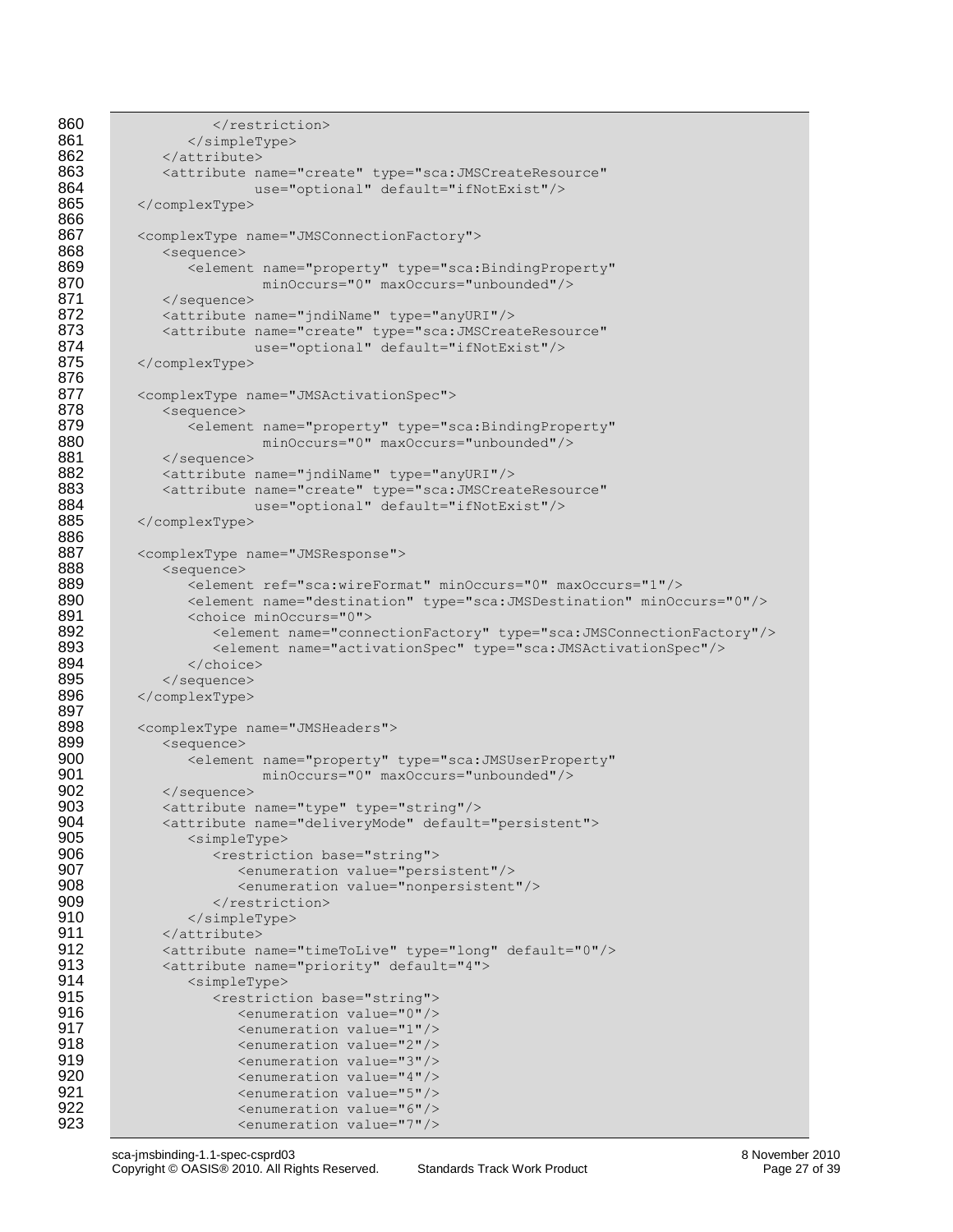```
860                </restriction>
861             </simpleType>
862          </attribute>
863          <attribute name="create" type="sca:JMSCreateResource"
864                     use="optional" default="ifNotExist"/>
865       </complexType>
866
867       <complexType name="JMSConnectionFactory">
868          <sequence>
869             <element name="property" type="sca:BindingProperty"
870                      minOccurs="0" maxOccurs="unbounded"/>
871          </sequence>
872          <attribute name="jndiName" type="anyURI"/>
873          <attribute name="create" type="sca:JMSCreateResource"
874                     use="optional" default="ifNotExist"/>
875       </complexType>
876
877       <complexType name="JMSActivationSpec">
878          <sequence>
879             <element name="property" type="sca:BindingProperty"
880                      minOccurs="0" maxOccurs="unbounded"/>
881          </sequence>
882          <attribute name="jndiName" type="anyURI"/>
883          <attribute name="create" type="sca:JMSCreateResource"
884                     use="optional" default="ifNotExist"/>
885       </complexType>
886
887       <complexType name="JMSResponse">
888          <sequence>
889             <element ref="sca:wireFormat" minOccurs="0" maxOccurs="1"/>
890             <element name="destination" type="sca:JMSDestination" minOccurs="0"/>
891             <choice minOccurs="0">
892                <element name="connectionFactory" type="sca:JMSConnectionFactory"/>
893                <element name="activationSpec" type="sca:JMSActivationSpec"/>
894             </choice>
895          </sequence>
896       </complexType>
897
898       <complexType name="JMSHeaders">
899          <sequence>
900             <element name="property" type="sca:JMSUserProperty"
901                      minOccurs="0" maxOccurs="unbounded"/>
902          </sequence>
903          <attribute name="type" type="string"/>
904          <attribute name="deliveryMode" default="persistent">
905             <simpleType>
906                <restriction base="string">
907                   <enumeration value="persistent"/>
908                   <enumeration value="nonpersistent"/>
909                </restriction>
910             </simpleType>
911          </attribute>
912          <attribute name="timeToLive" type="long" default="0"/>
913          <attribute name="priority" default="4">
914             <simpleType>
915                <restriction base="string">
916                   <enumeration value="0"/>
917                   <enumeration value="1"/>
918                   <enumeration value="2"/>
919                   <enumeration value="3"/>
920                   <enumeration value="4"/>
921                   <enumeration value="5"/>
922                   <enumeration value="6"/>
923                   <enumeration value="7"/>
```

sca-jmsbinding-1.1-spec-csprd03  
Copyright © OASIS® 2010. All Rights Reserved. Standards Track Work Product  
8 November 2010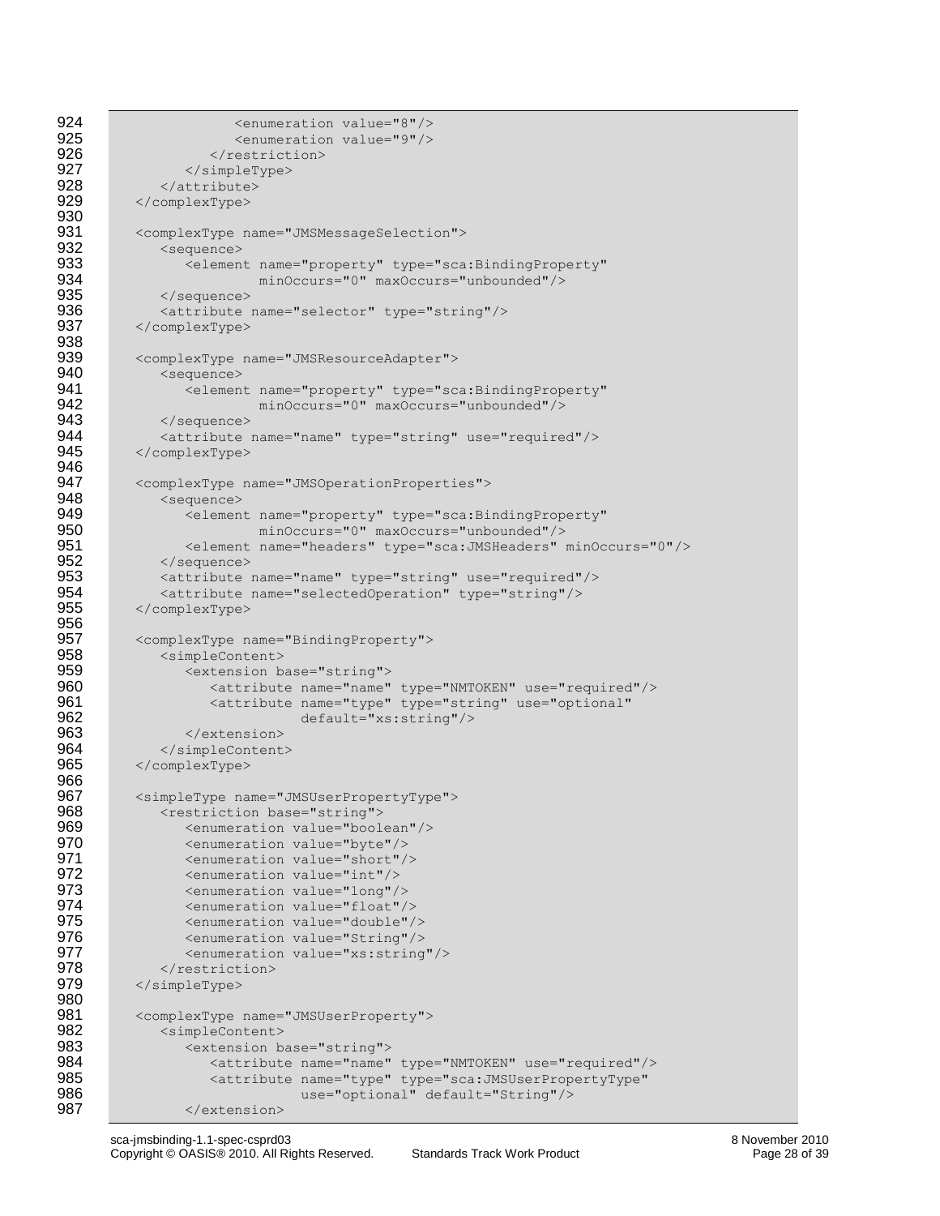```
                  <enumeration value="8"/>
                  <enumeration value="9"/>
               </restriction>
            </simpleType>
         </attribute>
      </complexType>

      <complexType name="JMSMessageSelection">
         <sequence>
            <element name="property" type="sca:BindingProperty"
                     minOccurs="0" maxOccurs="unbounded"/>
         </sequence>
         <attribute name="selector" type="string"/>
      </complexType>

      <complexType name="JMSResourceAdapter">
         <sequence>
            <element name="property" type="sca:BindingProperty"
                     minOccurs="0" maxOccurs="unbounded"/>
         </sequence>
         <attribute name="name" type="string" use="required"/>
      </complexType>

      <complexType name="JMSOperationProperties">
         <sequence>
            <element name="property" type="sca:BindingProperty"
                     minOccurs="0" maxOccurs="unbounded"/>
            <element name="headers" type="sca:JMSHeaders" minOccurs="0"/>
         </sequence>
         <attribute name="name" type="string" use="required"/>
         <attribute name="selectedOperation" type="string"/>
      </complexType>

      <complexType name="BindingProperty">
         <simpleContent>
            <extension base="string">
               <attribute name="name" type="NMTOKEN" use="required"/>
               <attribute name="type" type="string" use="optional"
                          default="xs:string"/>
            </extension>
         </simpleContent>
      </complexType>

      <simpleType name="JMSUserPropertyType">
         <restriction base="string">
            <enumeration value="boolean"/>
            <enumeration value="byte"/>
            <enumeration value="short"/>
            <enumeration value="int"/>
            <enumeration value="long"/>
            <enumeration value="float"/>
            <enumeration value="double"/>
            <enumeration value="String"/>
            <enumeration value="xs:string"/>
         </restriction>
      </simpleType>

      <complexType name="JMSUserProperty">
         <simpleContent>
            <extension base="string">
               <attribute name="name" type="NMTOKEN" use="required"/>
               <attribute name="type" type="sca:JMSUserPropertyType"
                          use="optional" default="String"/>
            </extension>
```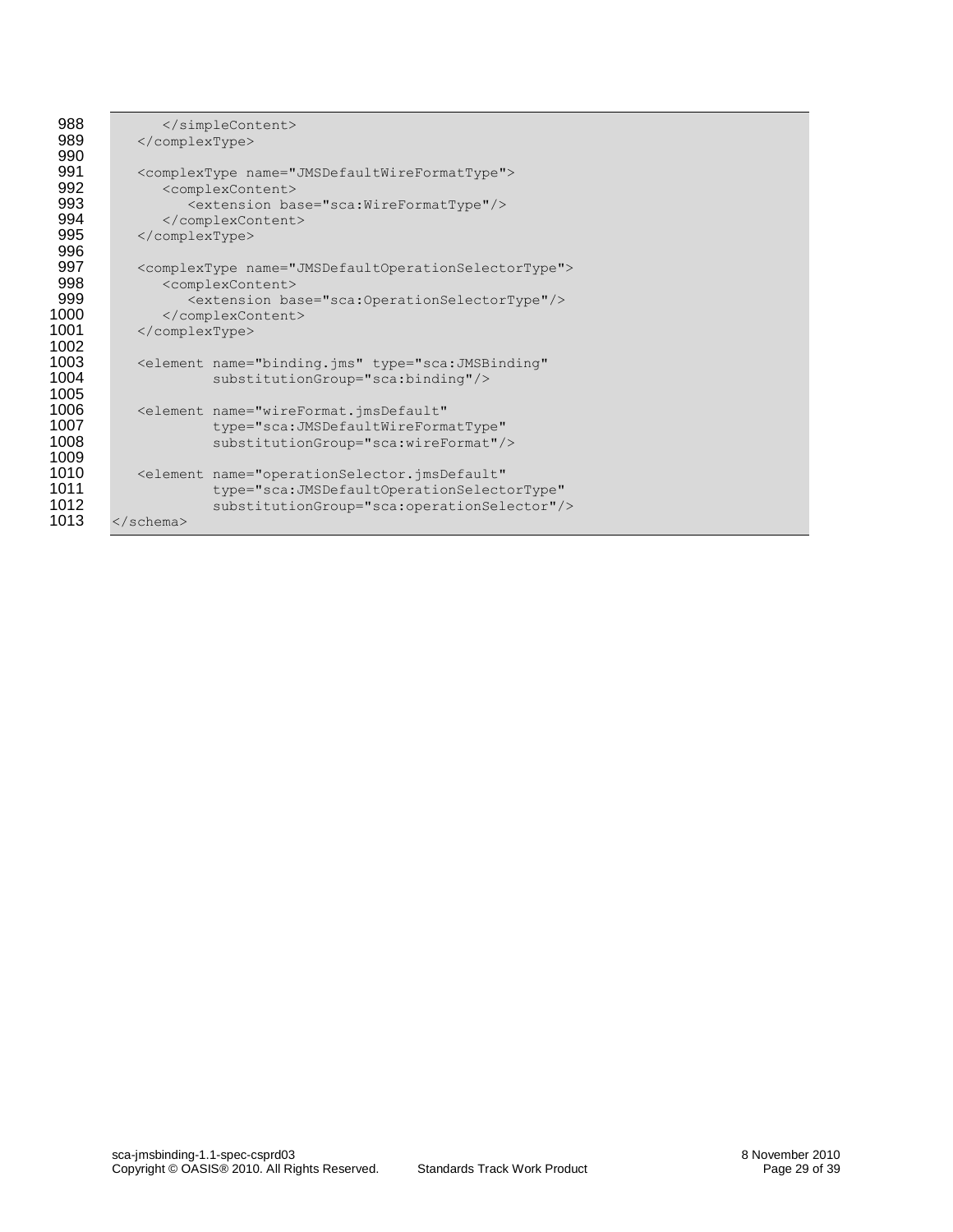```
        </simpleContent>
    </complexType>

    <complexType name="JMSDefaultWireFormatType">
        <complexContent>
            <extension base="sca:WireFormatType"/>
        </complexContent>
    </complexType>

    <complexType name="JMSDefaultOperationSelectorType">
        <complexContent>
            <extension base="sca:OperationSelectorType"/>
        </complexContent>
    </complexType>

    <element name="binding.jms" type="sca:JMSBinding"
             substitutionGroup="sca:binding"/>

    <element name="wireFormat.jmsDefault"
             type="sca:JMSDefaultWireFormatType"
             substitutionGroup="sca:wireFormat"/>

    <element name="operationSelector.jmsDefault"
             type="sca:JMSDefaultOperationSelectorType"
             substitutionGroup="sca:operationSelector"/>
</schema>
```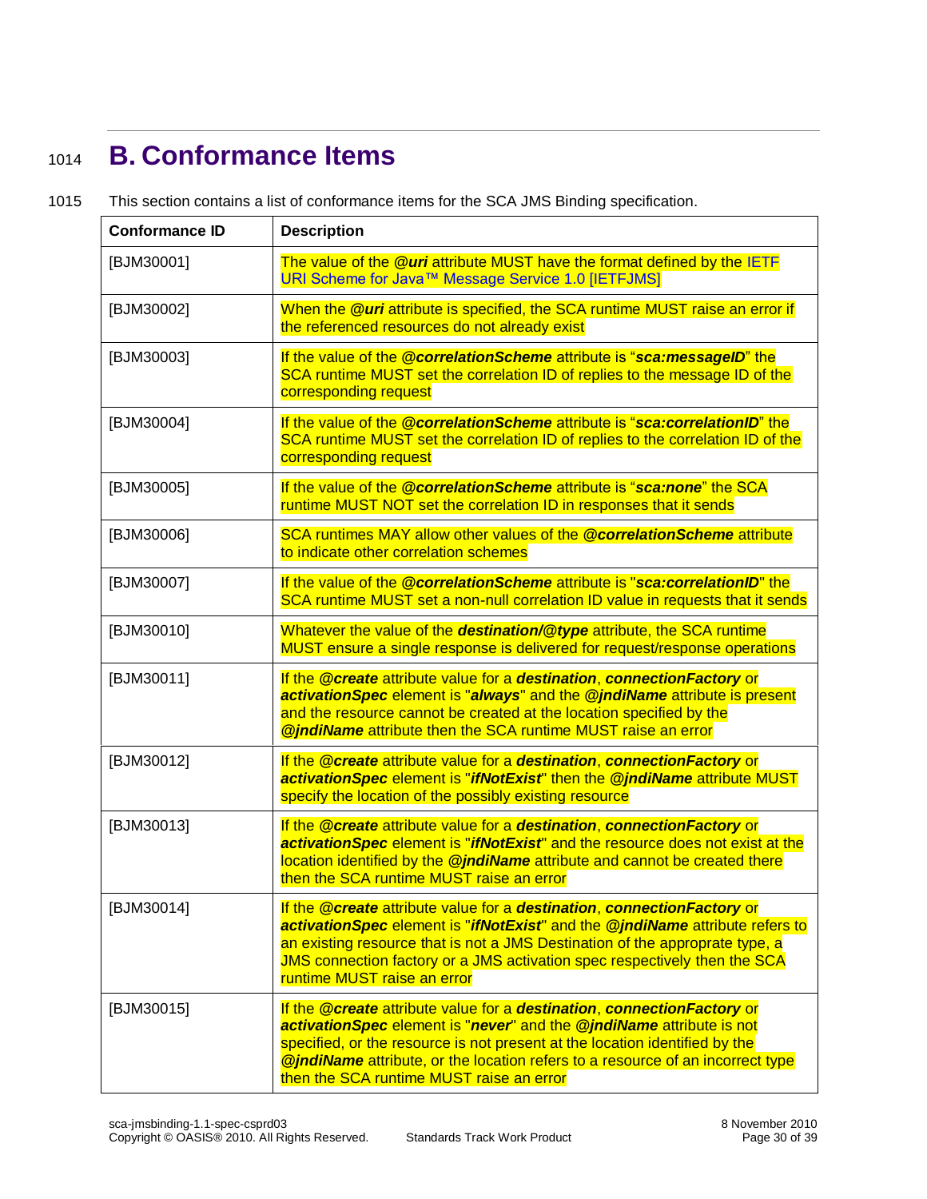# B. Conformance Items

This section contains a list of conformance items for the SCA JMS Binding specification.

| Conformance ID | Description |
|---|---|
| [BJM30001] | The value of the ***@uri*** attribute MUST have the format defined by the IETF URI Scheme for Java™ Message Service 1.0 [IETFJMS] |
| [BJM30002] | When the ***@uri*** attribute is specified, the SCA runtime MUST raise an error if the referenced resources do not already exist |
| [BJM30003] | If the value of the ***@correlationScheme*** attribute is “***sca:messageID***” the SCA runtime MUST set the correlation ID of replies to the message ID of the corresponding request |
| [BJM30004] | If the value of the ***@correlationScheme*** attribute is “***sca:correlationID***” the SCA runtime MUST set the correlation ID of replies to the correlation ID of the corresponding request |
| [BJM30005] | If the value of the ***@correlationScheme*** attribute is “***sca:none***” the SCA runtime MUST NOT set the correlation ID in responses that it sends |
| [BJM30006] | SCA runtimes MAY allow other values of the ***@correlationScheme*** attribute to indicate other correlation schemes |
| [BJM30007] | If the value of the ***@correlationScheme*** attribute is "***sca:correlationID***" the SCA runtime MUST set a non-null correlation ID value in requests that it sends |
| [BJM30010] | Whatever the value of the ***destination/@type*** attribute, the SCA runtime MUST ensure a single response is delivered for request/response operations |
| [BJM30011] | If the ***@create*** attribute value for a ***destination***, ***connectionFactory*** or ***activationSpec*** element is "***always***" and the ***@jndiName*** attribute is present and the resource cannot be created at the location specified by the ***@jndiName*** attribute then the SCA runtime MUST raise an error |
| [BJM30012] | If the ***@create*** attribute value for a ***destination***, ***connectionFactory*** or ***activationSpec*** element is "***ifNotExist***" then the ***@jndiName*** attribute MUST specify the location of the possibly existing resource |
| [BJM30013] | If the ***@create*** attribute value for a ***destination***, ***connectionFactory*** or ***activationSpec*** element is "***ifNotExist***" and the resource does not exist at the location identified by the ***@jndiName*** attribute and cannot be created there then the SCA runtime MUST raise an error |
| [BJM30014] | If the ***@create*** attribute value for a ***destination***, ***connectionFactory*** or ***activationSpec*** element is "***ifNotExist***" and the ***@jndiName*** attribute refers to an existing resource that is not a JMS Destination of the approprate type, a JMS connection factory or a JMS activation spec respectively then the SCA runtime MUST raise an error |
| [BJM30015] | If the ***@create*** attribute value for a ***destination***, ***connectionFactory*** or ***activationSpec*** element is "***never***" and the ***@jndiName*** attribute is not specified, or the resource is not present at the location identified by the ***@jndiName*** attribute, or the location refers to a resource of an incorrect type then the SCA runtime MUST raise an error |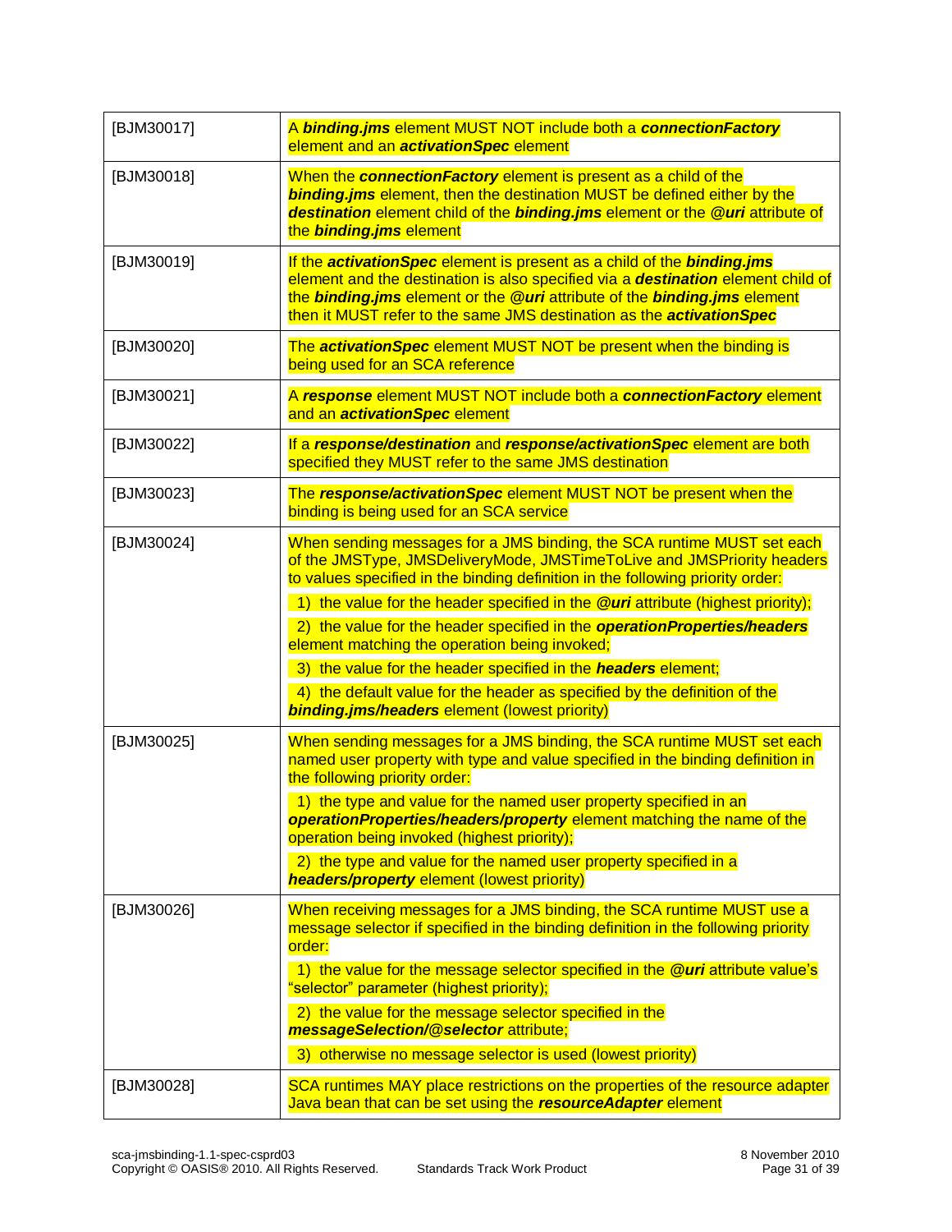| | |
|---|---|
| [BJM30017] | A ***binding.jms*** element MUST NOT include both a ***connectionFactory*** element and an ***activationSpec*** element |
| [BJM30018] | When the ***connectionFactory*** element is present as a child of the ***binding.jms*** element, then the destination MUST be defined either by the ***destination*** element child of the ***binding.jms*** element or the ***@uri*** attribute of the ***binding.jms*** element |
| [BJM30019] | If the ***activationSpec*** element is present as a child of the ***binding.jms*** element and the destination is also specified via a ***destination*** element child of the ***binding.jms*** element or the ***@uri*** attribute of the ***binding.jms*** element then it MUST refer to the same JMS destination as the ***activationSpec*** |
| [BJM30020] | The ***activationSpec*** element MUST NOT be present when the binding is being used for an SCA reference |
| [BJM30021] | A ***response*** element MUST NOT include both a ***connectionFactory*** element and an ***activationSpec*** element |
| [BJM30022] | If a ***response/destination*** and ***response/activationSpec*** element are both specified they MUST refer to the same JMS destination |
| [BJM30023] | The ***response/activationSpec*** element MUST NOT be present when the binding is being used for an SCA service |
| [BJM30024] | When sending messages for a JMS binding, the SCA runtime MUST set each of the JMSType, JMSDeliveryMode, JMSTimeToLive and JMSPriority headers to values specified in the binding definition in the following priority order: <br> 1) the value for the header specified in the ***@uri*** attribute (highest priority); <br> 2) the value for the header specified in the ***operationProperties/headers*** element matching the operation being invoked; <br> 3) the value for the header specified in the ***headers*** element; <br> 4) the default value for the header as specified by the definition of the ***binding.jms/headers*** element (lowest priority) |
| [BJM30025] | When sending messages for a JMS binding, the SCA runtime MUST set each named user property with type and value specified in the binding definition in the following priority order: <br> 1) the type and value for the named user property specified in an ***operationProperties/headers/property*** element matching the name of the operation being invoked (highest priority); <br> 2) the type and value for the named user property specified in a ***headers/property*** element (lowest priority) |
| [BJM30026] | When receiving messages for a JMS binding, the SCA runtime MUST use a message selector if specified in the binding definition in the following priority order: <br> 1) the value for the message selector specified in the ***@uri*** attribute value's "selector" parameter (highest priority); <br> 2) the value for the message selector specified in the ***messageSelection/@selector*** attribute; <br> 3) otherwise no message selector is used (lowest priority) |
| [BJM30028] | SCA runtimes MAY place restrictions on the properties of the resource adapter Java bean that can be set using the ***resourceAdapter*** element |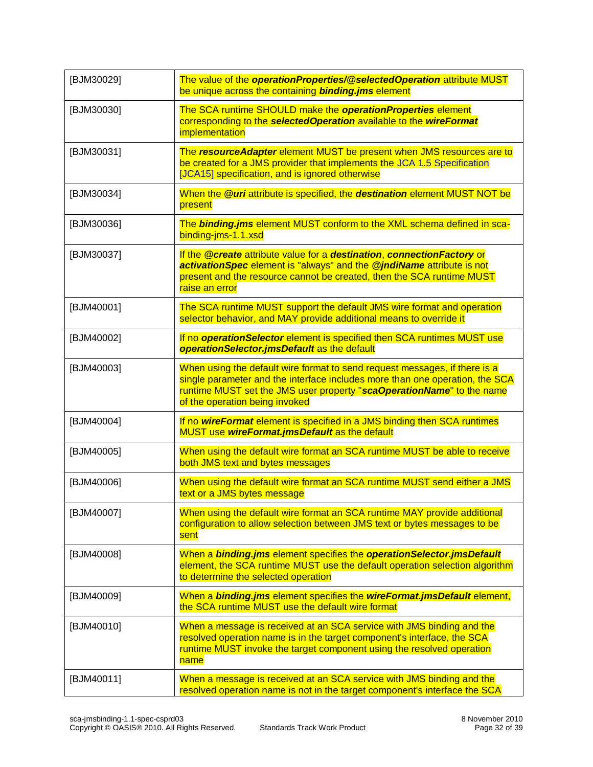| | |
|---|---|
| [BJM30029] | The value of the ***operationProperties/@selectedOperation*** attribute MUST be unique across the containing ***binding.jms*** element |
| [BJM30030] | The SCA runtime SHOULD make the ***operationProperties*** element corresponding to the ***selectedOperation*** available to the ***wireFormat*** implementation |
| [BJM30031] | The ***resourceAdapter*** element MUST be present when JMS resources are to be created for a JMS provider that implements the JCA 1.5 Specification [JCA15] specification, and is ignored otherwise |
| [BJM30034] | When the ***@uri*** attribute is specified, the ***destination*** element MUST NOT be present |
| [BJM30036] | The ***binding.jms*** element MUST conform to the XML schema defined in sca-binding-jms-1.1.xsd |
| [BJM30037] | If the ***@create*** attribute value for a ***destination***, ***connectionFactory*** or ***activationSpec*** element is "always" and the ***@jndiName*** attribute is not present and the resource cannot be created, then the SCA runtime MUST raise an error |
| [BJM40001] | The SCA runtime MUST support the default JMS wire format and operation selector behavior, and MAY provide additional means to override it |
| [BJM40002] | If no ***operationSelector*** element is specified then SCA runtimes MUST use ***operationSelector.jmsDefault*** as the default |
| [BJM40003] | When using the default wire format to send request messages, if there is a single parameter and the interface includes more than one operation, the SCA runtime MUST set the JMS user property "***scaOperationName***" to the name of the operation being invoked |
| [BJM40004] | If no ***wireFormat*** element is specified in a JMS binding then SCA runtimes MUST use ***wireFormat.jmsDefault*** as the default |
| [BJM40005] | When using the default wire format an SCA runtime MUST be able to receive both JMS text and bytes messages |
| [BJM40006] | When using the default wire format an SCA runtime MUST send either a JMS text or a JMS bytes message |
| [BJM40007] | When using the default wire format an SCA runtime MAY provide additional configuration to allow selection between JMS text or bytes messages to be sent |
| [BJM40008] | When a ***binding.jms*** element specifies the ***operationSelector.jmsDefault*** element, the SCA runtime MUST use the default operation selection algorithm to determine the selected operation |
| [BJM40009] | When a ***binding.jms*** element specifies the ***wireFormat.jmsDefault*** element, the SCA runtime MUST use the default wire format |
| [BJM40010] | When a message is received at an SCA service with JMS binding and the resolved operation name is in the target component's interface, the SCA runtime MUST invoke the target component using the resolved operation name |
| [BJM40011] | When a message is received at an SCA service with JMS binding and the resolved operation name is not in the target component's interface the SCA |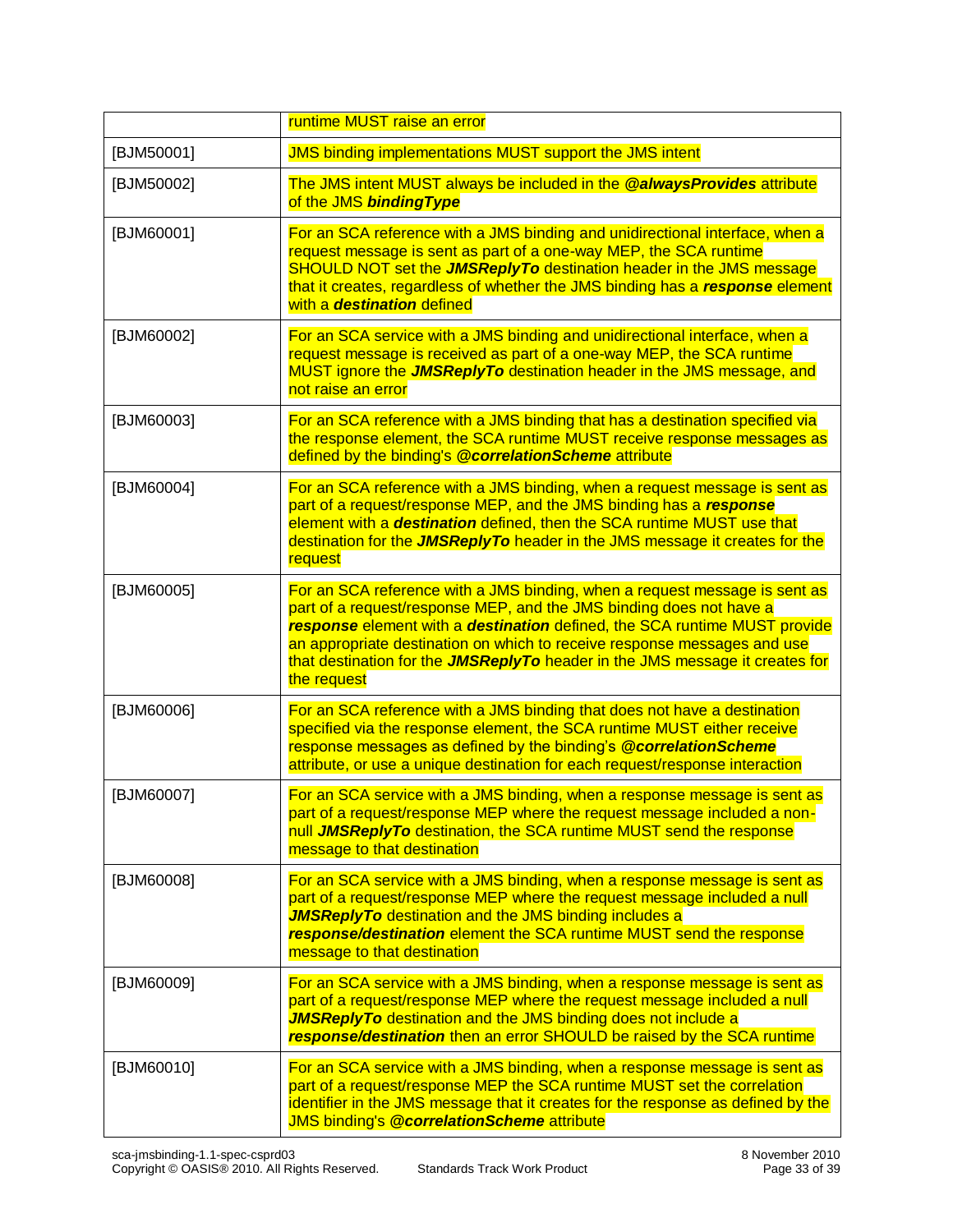| | |
|---|---|
| | runtime MUST raise an error |
| [BJM50001] | JMS binding implementations MUST support the JMS intent |
| [BJM50002] | The JMS intent MUST always be included in the ***@alwaysProvides*** attribute of the JMS ***bindingType*** |
| [BJM60001] | For an SCA reference with a JMS binding and unidirectional interface, when a request message is sent as part of a one-way MEP, the SCA runtime SHOULD NOT set the ***JMSReplyTo*** destination header in the JMS message that it creates, regardless of whether the JMS binding has a ***response*** element with a ***destination*** defined |
| [BJM60002] | For an SCA service with a JMS binding and unidirectional interface, when a request message is received as part of a one-way MEP, the SCA runtime MUST ignore the ***JMSReplyTo*** destination header in the JMS message, and not raise an error |
| [BJM60003] | For an SCA reference with a JMS binding that has a destination specified via the response element, the SCA runtime MUST receive response messages as defined by the binding's ***@correlationScheme*** attribute |
| [BJM60004] | For an SCA reference with a JMS binding, when a request message is sent as part of a request/response MEP, and the JMS binding has a ***response*** element with a ***destination*** defined, then the SCA runtime MUST use that destination for the ***JMSReplyTo*** header in the JMS message it creates for the request |
| [BJM60005] | For an SCA reference with a JMS binding, when a request message is sent as part of a request/response MEP, and the JMS binding does not have a ***response*** element with a ***destination*** defined, the SCA runtime MUST provide an appropriate destination on which to receive response messages and use that destination for the ***JMSReplyTo*** header in the JMS message it creates for the request |
| [BJM60006] | For an SCA reference with a JMS binding that does not have a destination specified via the response element, the SCA runtime MUST either receive response messages as defined by the binding's ***@correlationScheme*** attribute, or use a unique destination for each request/response interaction |
| [BJM60007] | For an SCA service with a JMS binding, when a response message is sent as part of a request/response MEP where the request message included a non-null ***JMSReplyTo*** destination, the SCA runtime MUST send the response message to that destination |
| [BJM60008] | For an SCA service with a JMS binding, when a response message is sent as part of a request/response MEP where the request message included a null ***JMSReplyTo*** destination and the JMS binding includes a ***response/destination*** element the SCA runtime MUST send the response message to that destination |
| [BJM60009] | For an SCA service with a JMS binding, when a response message is sent as part of a request/response MEP where the request message included a null ***JMSReplyTo*** destination and the JMS binding does not include a ***response/destination*** then an error SHOULD be raised by the SCA runtime |
| [BJM60010] | For an SCA service with a JMS binding, when a response message is sent as part of a request/response MEP the SCA runtime MUST set the correlation identifier in the JMS message that it creates for the response as defined by the JMS binding's ***@correlationScheme*** attribute |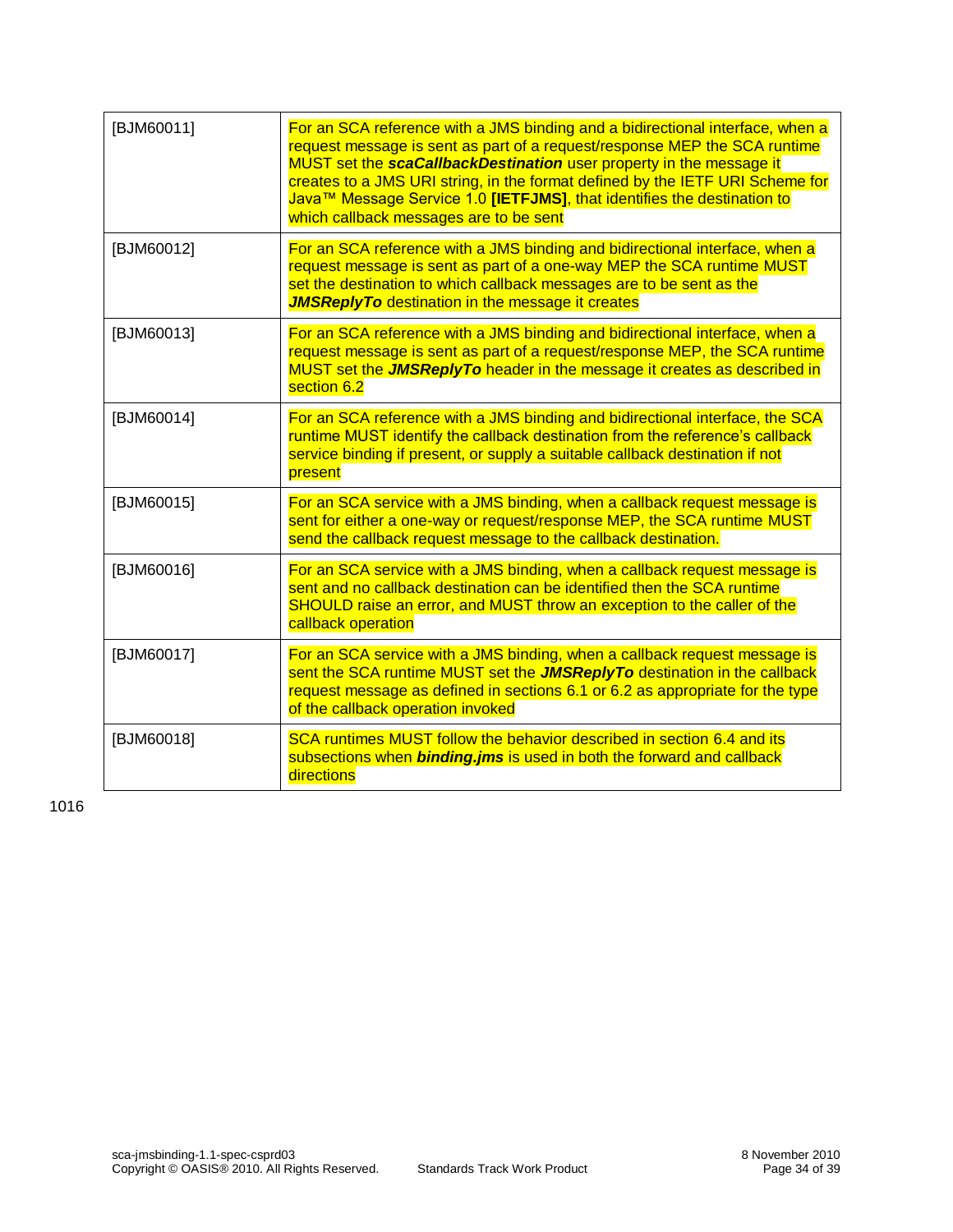| | |
|---|---|
| [BJM60011] | For an SCA reference with a JMS binding and a bidirectional interface, when a request message is sent as part of a request/response MEP the SCA runtime MUST set the ***scaCallbackDestination*** user property in the message it creates to a JMS URI string, in the format defined by the IETF URI Scheme for Java™ Message Service 1.0 **[IETFJMS]**, that identifies the destination to which callback messages are to be sent |
| [BJM60012] | For an SCA reference with a JMS binding and bidirectional interface, when a request message is sent as part of a one-way MEP the SCA runtime MUST set the destination to which callback messages are to be sent as the ***JMSReplyTo*** destination in the message it creates |
| [BJM60013] | For an SCA reference with a JMS binding and bidirectional interface, when a request message is sent as part of a request/response MEP, the SCA runtime MUST set the ***JMSReplyTo*** header in the message it creates as described in section 6.2 |
| [BJM60014] | For an SCA reference with a JMS binding and bidirectional interface, the SCA runtime MUST identify the callback destination from the reference's callback service binding if present, or supply a suitable callback destination if not present |
| [BJM60015] | For an SCA service with a JMS binding, when a callback request message is sent for either a one-way or request/response MEP, the SCA runtime MUST send the callback request message to the callback destination. |
| [BJM60016] | For an SCA service with a JMS binding, when a callback request message is sent and no callback destination can be identified then the SCA runtime SHOULD raise an error, and MUST throw an exception to the caller of the callback operation |
| [BJM60017] | For an SCA service with a JMS binding, when a callback request message is sent the SCA runtime MUST set the ***JMSReplyTo*** destination in the callback request message as defined in sections 6.1 or 6.2 as appropriate for the type of the callback operation invoked |
| [BJM60018] | SCA runtimes MUST follow the behavior described in section 6.4 and its subsections when ***binding.jms*** is used in both the forward and callback directions |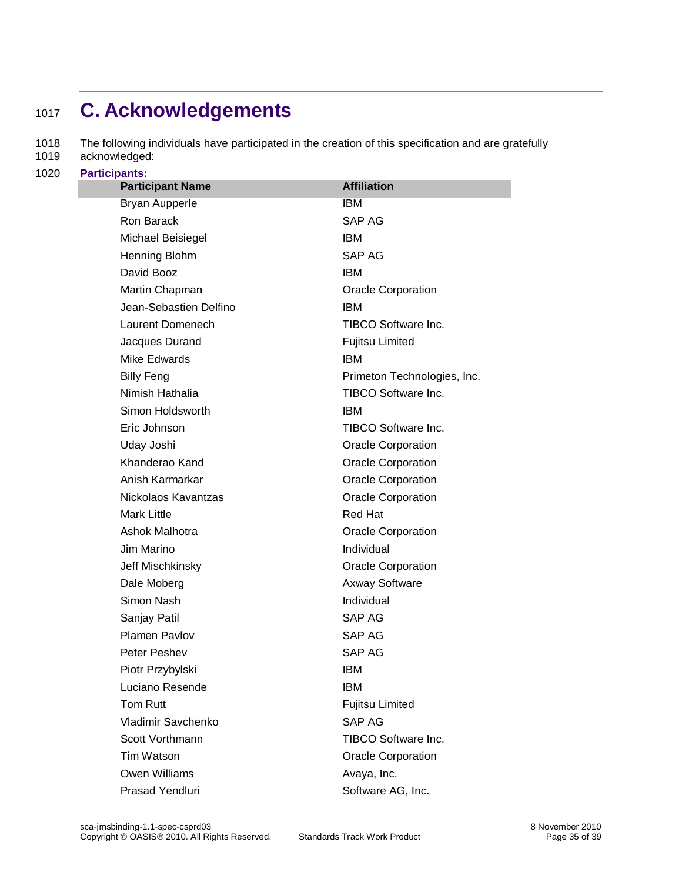# C. Acknowledgements

The following individuals have participated in the creation of this specification and are gratefully acknowledged:

**Participants:**

| Participant Name | Affiliation |
|---|---|
| Bryan Aupperle | IBM |
| Ron Barack | SAP AG |
| Michael Beisiegel | IBM |
| Henning Blohm | SAP AG |
| David Booz | IBM |
| Martin Chapman | Oracle Corporation |
| Jean-Sebastien Delfino | IBM |
| Laurent Domenech | TIBCO Software Inc. |
| Jacques Durand | Fujitsu Limited |
| Mike Edwards | IBM |
| Billy Feng | Primeton Technologies, Inc. |
| Nimish Hathalia | TIBCO Software Inc. |
| Simon Holdsworth | IBM |
| Eric Johnson | TIBCO Software Inc. |
| Uday Joshi | Oracle Corporation |
| Khanderao Kand | Oracle Corporation |
| Anish Karmarkar | Oracle Corporation |
| Nickolaos Kavantzas | Oracle Corporation |
| Mark Little | Red Hat |
| Ashok Malhotra | Oracle Corporation |
| Jim Marino | Individual |
| Jeff Mischkinsky | Oracle Corporation |
| Dale Moberg | Axway Software |
| Simon Nash | Individual |
| Sanjay Patil | SAP AG |
| Plamen Pavlov | SAP AG |
| Peter Peshev | SAP AG |
| Piotr Przybylski | IBM |
| Luciano Resende | IBM |
| Tom Rutt | Fujitsu Limited |
| Vladimir Savchenko | SAP AG |
| Scott Vorthmann | TIBCO Software Inc. |
| Tim Watson | Oracle Corporation |
| Owen Williams | Avaya, Inc. |
| Prasad Yendluri | Software AG, Inc. |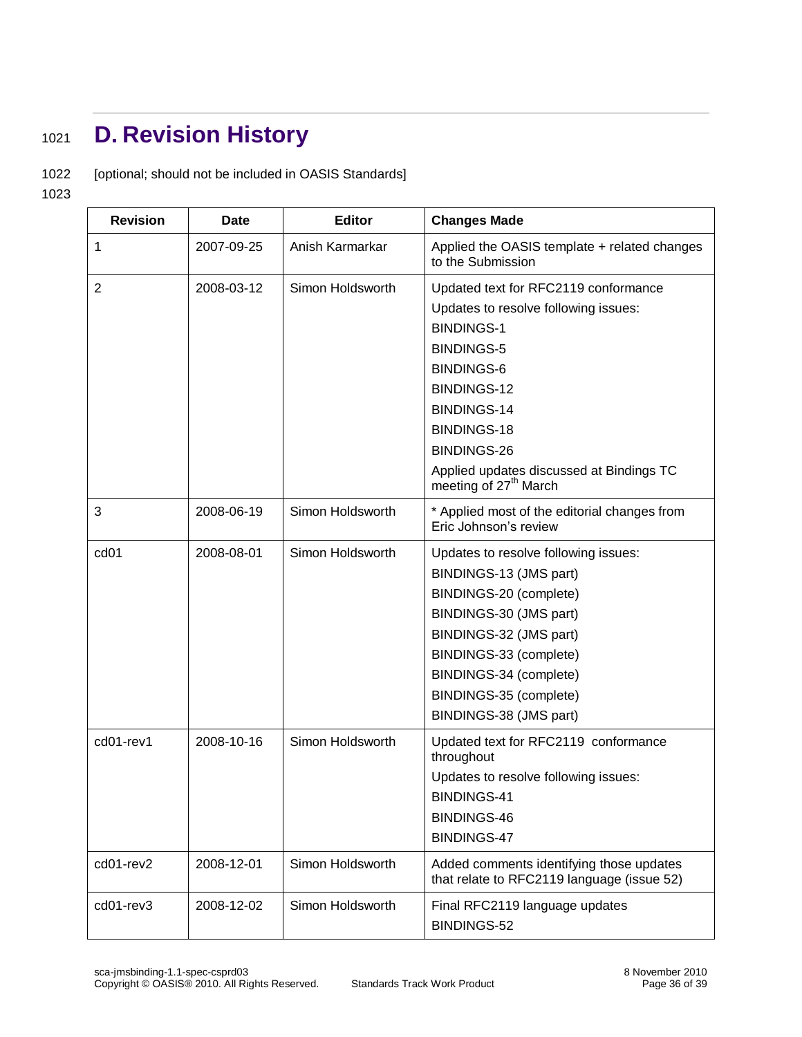# D. Revision History

[optional; should not be included in OASIS Standards]

| Revision | Date | Editor | Changes Made |
|---|---|---|---|
| 1 | 2007-09-25 | Anish Karmarkar | Applied the OASIS template + related changes to the Submission |
| 2 | 2008-03-12 | Simon Holdsworth | Updated text for RFC2119 conformance<br>Updates to resolve following issues:<br>BINDINGS-1<br>BINDINGS-5<br>BINDINGS-6<br>BINDINGS-12<br>BINDINGS-14<br>BINDINGS-18<br>BINDINGS-26<br>Applied updates discussed at Bindings TC meeting of 27th March |
| 3 | 2008-06-19 | Simon Holdsworth | * Applied most of the editorial changes from Eric Johnson's review |
| cd01 | 2008-08-01 | Simon Holdsworth | Updates to resolve following issues:<br>BINDINGS-13 (JMS part)<br>BINDINGS-20 (complete)<br>BINDINGS-30 (JMS part)<br>BINDINGS-32 (JMS part)<br>BINDINGS-33 (complete)<br>BINDINGS-34 (complete)<br>BINDINGS-35 (complete)<br>BINDINGS-38 (JMS part) |
| cd01-rev1 | 2008-10-16 | Simon Holdsworth | Updated text for RFC2119 conformance throughout<br>Updates to resolve following issues:<br>BINDINGS-41<br>BINDINGS-46<br>BINDINGS-47 |
| cd01-rev2 | 2008-12-01 | Simon Holdsworth | Added comments identifying those updates that relate to RFC2119 language (issue 52) |
| cd01-rev3 | 2008-12-02 | Simon Holdsworth | Final RFC2119 language updates<br>BINDINGS-52 |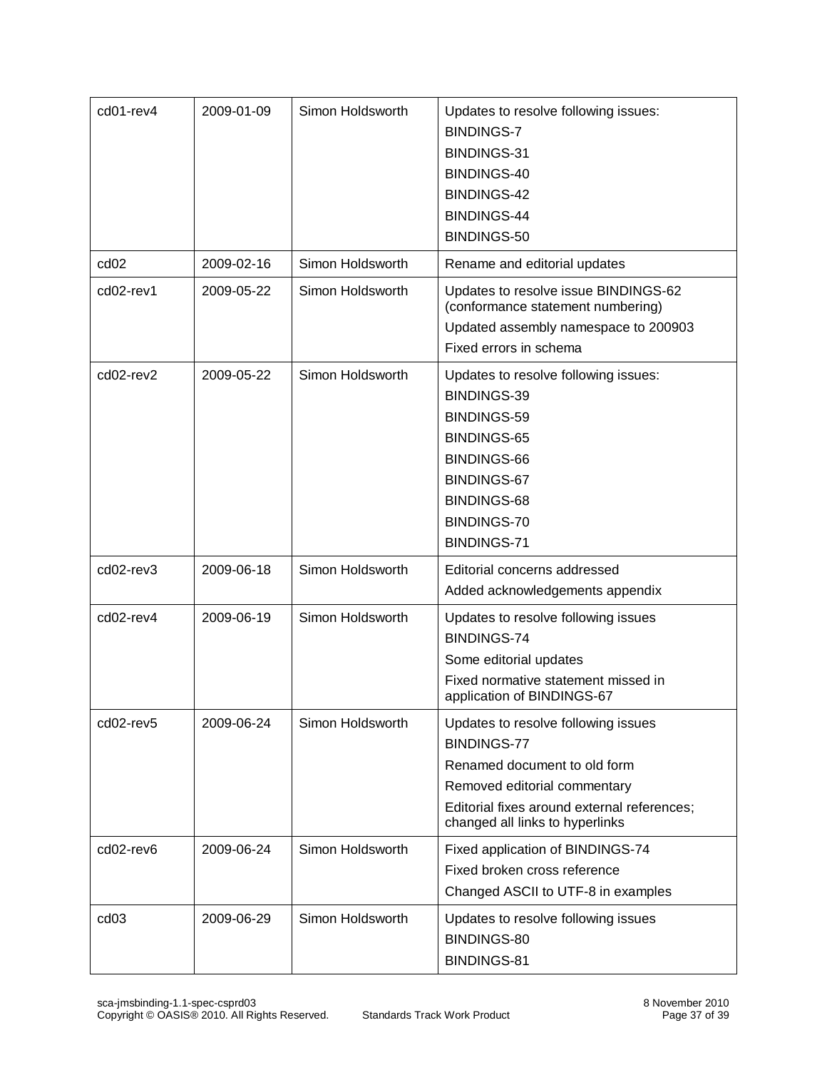| | | | |
|---|---|---|---|
| cd01-rev4 | 2009-01-09 | Simon Holdsworth | Updates to resolve following issues:<br>BINDINGS-7<br>BINDINGS-31<br>BINDINGS-40<br>BINDINGS-42<br>BINDINGS-44<br>BINDINGS-50 |
| cd02 | 2009-02-16 | Simon Holdsworth | Rename and editorial updates |
| cd02-rev1 | 2009-05-22 | Simon Holdsworth | Updates to resolve issue BINDINGS-62 (conformance statement numbering)<br>Updated assembly namespace to 200903<br>Fixed errors in schema |
| cd02-rev2 | 2009-05-22 | Simon Holdsworth | Updates to resolve following issues:<br>BINDINGS-39<br>BINDINGS-59<br>BINDINGS-65<br>BINDINGS-66<br>BINDINGS-67<br>BINDINGS-68<br>BINDINGS-70<br>BINDINGS-71 |
| cd02-rev3 | 2009-06-18 | Simon Holdsworth | Editorial concerns addressed<br>Added acknowledgements appendix |
| cd02-rev4 | 2009-06-19 | Simon Holdsworth | Updates to resolve following issues<br>BINDINGS-74<br>Some editorial updates<br>Fixed normative statement missed in application of BINDINGS-67 |
| cd02-rev5 | 2009-06-24 | Simon Holdsworth | Updates to resolve following issues<br>BINDINGS-77<br>Renamed document to old form<br>Removed editorial commentary<br>Editorial fixes around external references; changed all links to hyperlinks |
| cd02-rev6 | 2009-06-24 | Simon Holdsworth | Fixed application of BINDINGS-74<br>Fixed broken cross reference<br>Changed ASCII to UTF-8 in examples |
| cd03 | 2009-06-29 | Simon Holdsworth | Updates to resolve following issues<br>BINDINGS-80<br>BINDINGS-81 |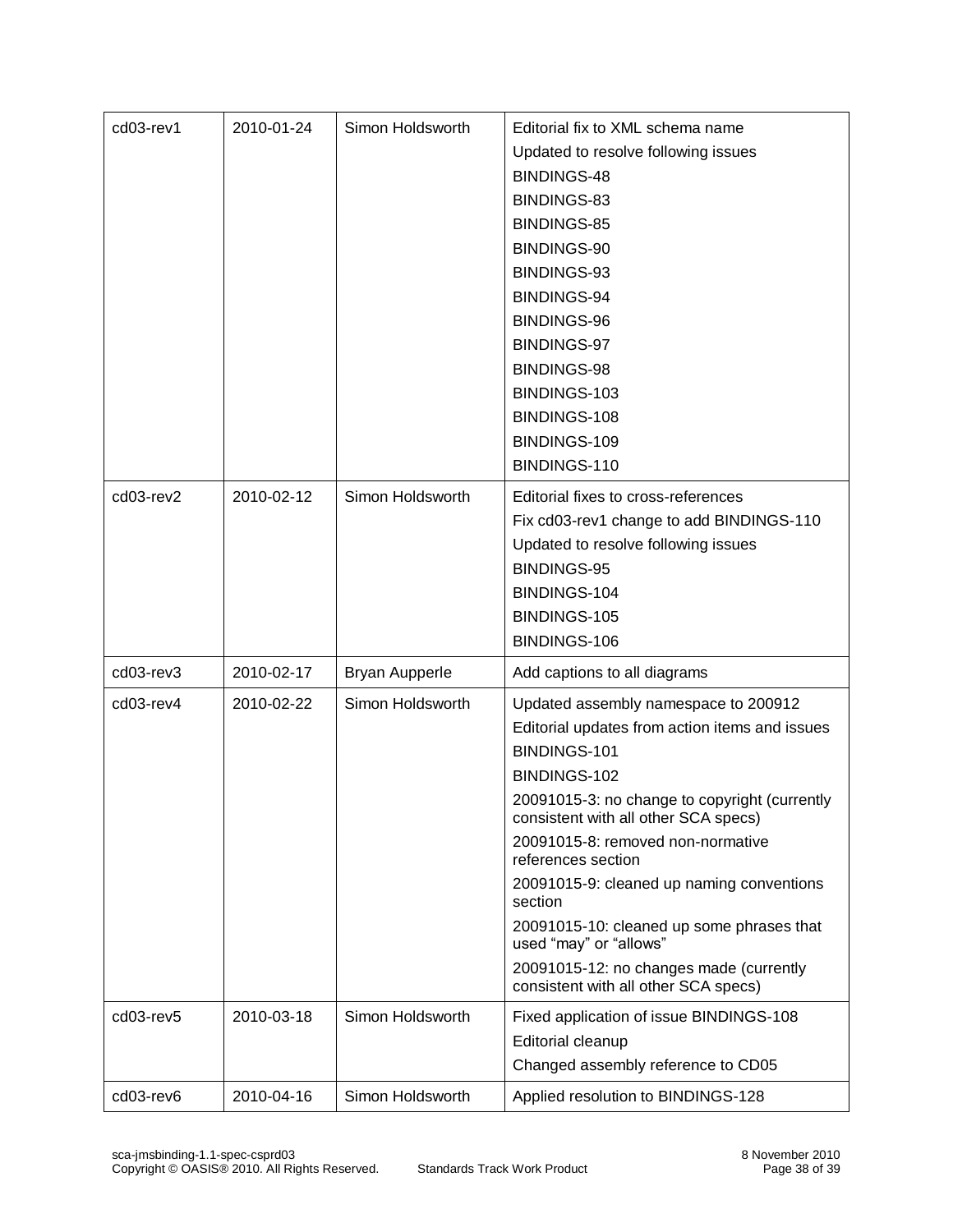| | | | |
|---|---|---|---|
| cd03-rev1 | 2010-01-24 | Simon Holdsworth | Editorial fix to XML schema name<br>Updated to resolve following issues<br>BINDINGS-48<br>BINDINGS-83<br>BINDINGS-85<br>BINDINGS-90<br>BINDINGS-93<br>BINDINGS-94<br>BINDINGS-96<br>BINDINGS-97<br>BINDINGS-98<br>BINDINGS-103<br>BINDINGS-108<br>BINDINGS-109<br>BINDINGS-110 |
| cd03-rev2 | 2010-02-12 | Simon Holdsworth | Editorial fixes to cross-references<br>Fix cd03-rev1 change to add BINDINGS-110<br>Updated to resolve following issues<br>BINDINGS-95<br>BINDINGS-104<br>BINDINGS-105<br>BINDINGS-106 |
| cd03-rev3 | 2010-02-17 | Bryan Aupperle | Add captions to all diagrams |
| cd03-rev4 | 2010-02-22 | Simon Holdsworth | Updated assembly namespace to 200912<br>Editorial updates from action items and issues<br>BINDINGS-101<br>BINDINGS-102<br>20091015-3: no change to copyright (currently consistent with all other SCA specs)<br>20091015-8: removed non-normative references section<br>20091015-9: cleaned up naming conventions section<br>20091015-10: cleaned up some phrases that used “may” or “allows”<br>20091015-12: no changes made (currently consistent with all other SCA specs) |
| cd03-rev5 | 2010-03-18 | Simon Holdsworth | Fixed application of issue BINDINGS-108<br>Editorial cleanup<br>Changed assembly reference to CD05 |
| cd03-rev6 | 2010-04-16 | Simon Holdsworth | Applied resolution to BINDINGS-128 |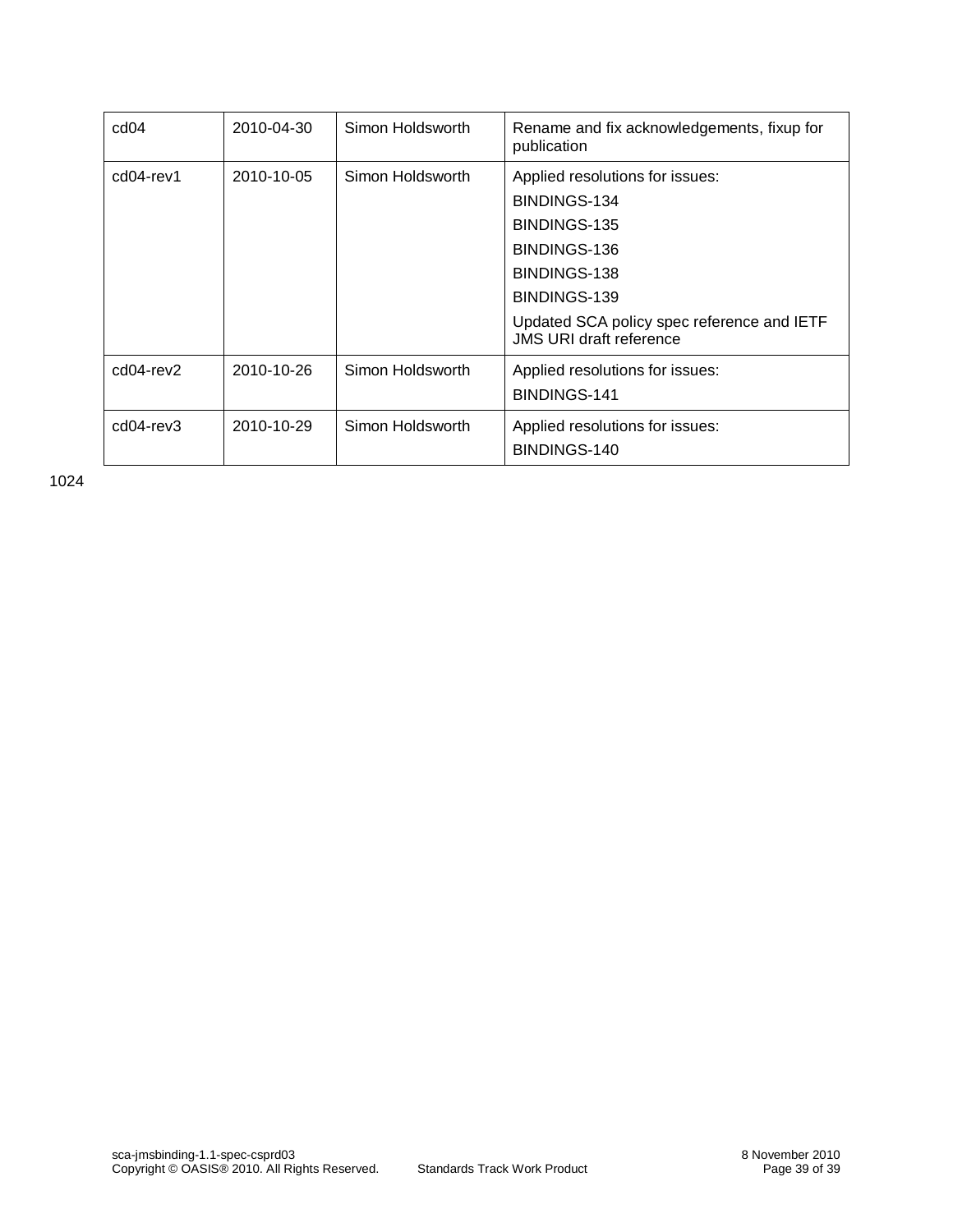| | | | |
|---|---|---|---|
| cd04 | 2010-04-30 | Simon Holdsworth | Rename and fix acknowledgements, fixup for publication |
| cd04-rev1 | 2010-10-05 | Simon Holdsworth | Applied resolutions for issues:<br>BINDINGS-134<br>BINDINGS-135<br>BINDINGS-136<br>BINDINGS-138<br>BINDINGS-139<br>Updated SCA policy spec reference and IETF JMS URI draft reference |
| cd04-rev2 | 2010-10-26 | Simon Holdsworth | Applied resolutions for issues:<br>BINDINGS-141 |
| cd04-rev3 | 2010-10-29 | Simon Holdsworth | Applied resolutions for issues:<br>BINDINGS-140 |

1024